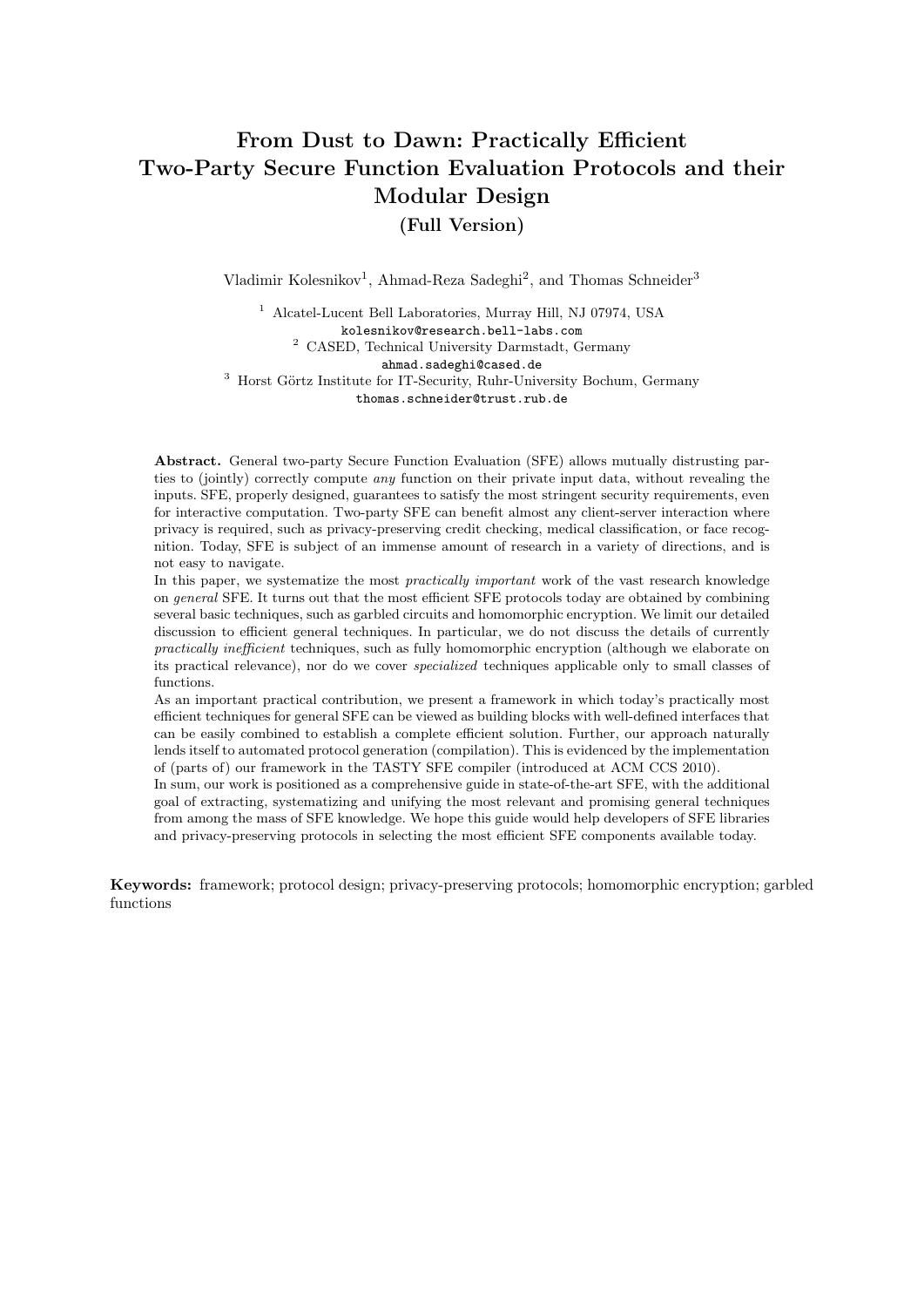# From Dust to Dawn: Practically Efficient Two-Party Secure Function Evaluation Protocols and their Modular Design

## (Full Version)

Vladimir Kolesnikov[1], Ahmad-Reza Sadeghi[2], and Thomas Schneider[3]

[1] Alcatel-Lucent Bell Laboratories, Murray Hill, NJ 07974, USA
kolesnikov@research.bell-labs.com
[2] CASED, Technical University Darmstadt, Germany
ahmad.sadeghi@cased.de
[3] Horst Görtz Institute for IT-Security, Ruhr-University Bochum, Germany
thomas.schneider@trust.rub.de

**Abstract.** General two-party Secure Function Evaluation (SFE) allows mutually distrusting parties to (jointly) correctly compute *any* function on their private input data, without revealing the inputs. SFE, properly designed, guarantees to satisfy the most stringent security requirements, even for interactive computation. Two-party SFE can benefit almost any client-server interaction where privacy is required, such as privacy-preserving credit checking, medical classification, or face recognition. Today, SFE is subject of an immense amount of research in a variety of directions, and is not easy to navigate.

In this paper, we systematize the most *practically important* work of the vast research knowledge on *general* SFE. It turns out that the most efficient SFE protocols today are obtained by combining several basic techniques, such as garbled circuits and homomorphic encryption. We limit our detailed discussion to efficient general techniques. In particular, we do not discuss the details of currently *practically inefficient* techniques, such as fully homomorphic encryption (although we elaborate on its practical relevance), nor do we cover *specialized* techniques applicable only to small classes of functions.

As an important practical contribution, we present a framework in which today's practically most efficient techniques for general SFE can be viewed as building blocks with well-defined interfaces that can be easily combined to establish a complete efficient solution. Further, our approach naturally lends itself to automated protocol generation (compilation). This is evidenced by the implementation of (parts of) our framework in the TASTY SFE compiler (introduced at ACM CCS 2010).

In sum, our work is positioned as a comprehensive guide in state-of-the-art SFE, with the additional goal of extracting, systematizing and unifying the most relevant and promising general techniques from among the mass of SFE knowledge. We hope this guide would help developers of SFE libraries and privacy-preserving protocols in selecting the most efficient SFE components available today.

**Keywords:** framework; protocol design; privacy-preserving protocols; homomorphic encryption; garbled functions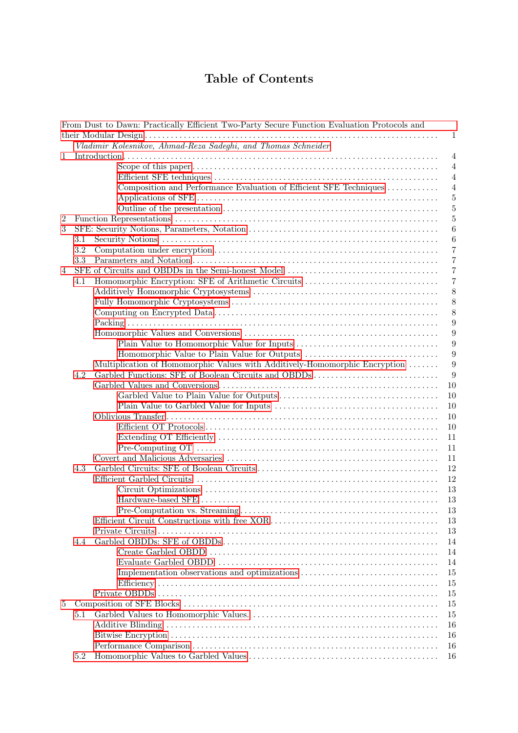# Table of Contents

From Dust to Dawn: Practically Efficient Two-Party Secure Function Evaluation Protocols and their Modular Design ..... 1
*Vladimir Kolesnikov, Ahmad-Reza Sadeghi, and Thomas Schneider*

1 Introduction ..... 4
- Scope of this paper ..... 4
- Efficient SFE techniques ..... 4
- Composition and Performance Evaluation of Efficient SFE Techniques ..... 4
- Applications of SFE ..... 5
- Outline of the presentation ..... 5

2 Function Representations ..... 5

3 SFE: Security Notions, Parameters, Notation ..... 6
- 3.1 Security Notions ..... 6
- 3.2 Computation under encryption ..... 7
- 3.3 Parameters and Notation ..... 7

4 SFE of Circuits and OBDDs in the Semi-honest Model ..... 7
- 4.1 Homomorphic Encryption: SFE of Arithmetic Circuits ..... 7
  - Additively Homomorphic Cryptosystems ..... 8
  - Fully Homomorphic Cryptosystems ..... 8
  - Computing on Encrypted Data ..... 8
  - Packing ..... 9
  - Homomorphic Values and Conversions ..... 9
    - Plain Value to Homomorphic Value for Inputs ..... 9
    - Homomorphic Value to Plain Value for Outputs ..... 9
  - Multiplication of Homomorphic Values with Additively-Homomorphic Encryption ..... 9
- 4.2 Garbled Functions: SFE of Boolean Circuits and OBDDs ..... 9
  - Garbled Values and Conversions ..... 10
    - Garbled Value to Plain Value for Outputs ..... 10
    - Plain Value to Garbled Value for Inputs ..... 10
  - Oblivious Transfer ..... 10
    - Efficient OT Protocols ..... 10
    - Extending OT Efficiently ..... 11
    - Pre-Computing OT ..... 11
  - Covert and Malicious Adversaries ..... 11
- 4.3 Garbled Circuits: SFE of Boolean Circuits ..... 12
  - Efficient Garbled Circuits ..... 12
    - Circuit Optimizations ..... 13
    - Hardware-based SFE ..... 13
    - Pre-Computation vs. Streaming ..... 13
  - Efficient Circuit Constructions with free XOR ..... 13
  - Private Circuits ..... 13
- 4.4 Garbled OBDDs: SFE of OBDDs ..... 14
    - Create Garbled OBDD ..... 14
    - Evaluate Garbled OBDD ..... 14
    - Implementation observations and optimizations ..... 15
    - Efficiency ..... 15
  - Private OBDDs ..... 15

5 Composition of SFE Blocks ..... 15
- 5.1 Garbled Values to Homomorphic Values. ..... 15
  - Additive Blinding ..... 16
  - Bitwise Encryption ..... 16
  - Performance Comparison ..... 16
- 5.2 Homomorphic Values to Garbled Values ..... 16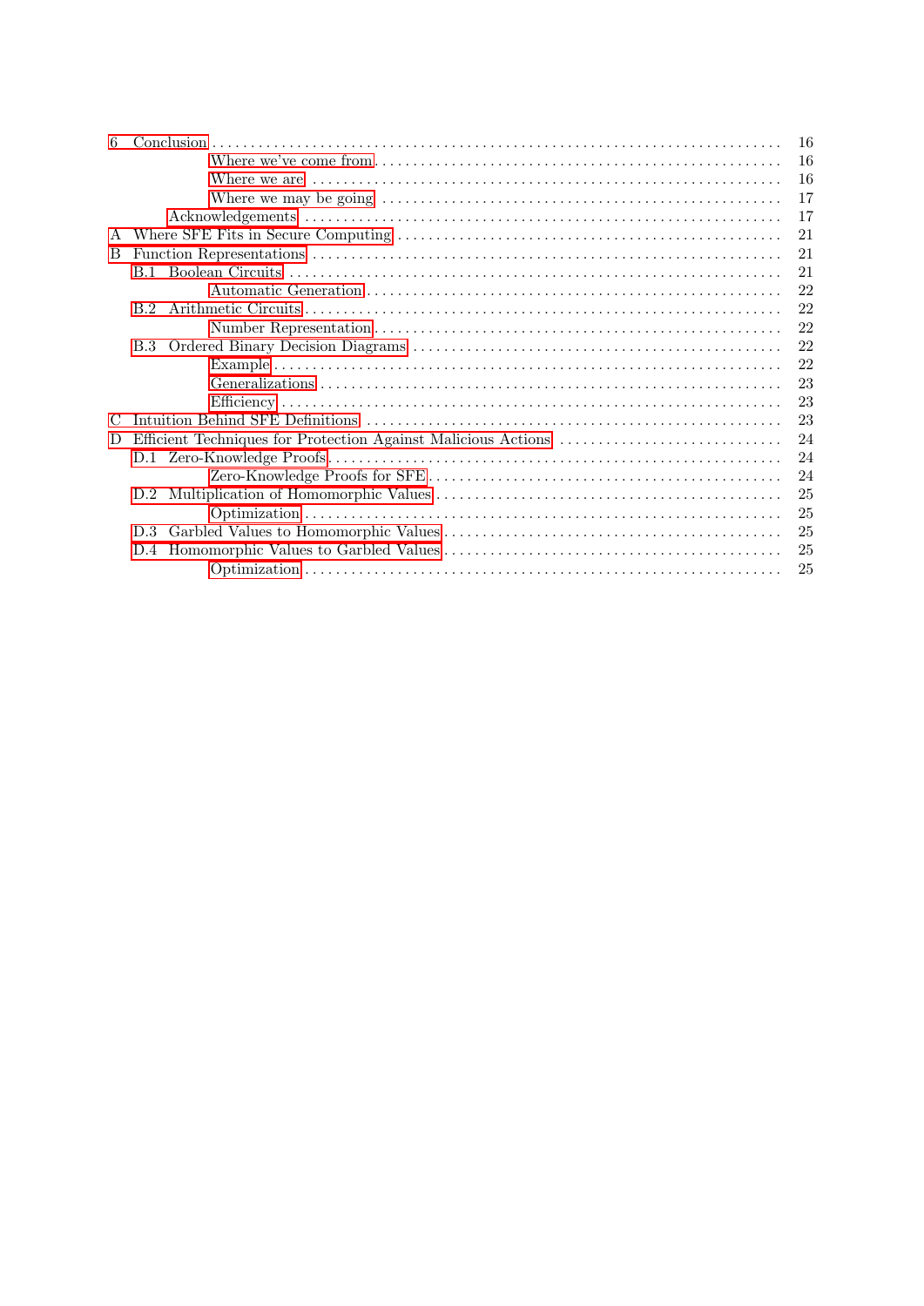6 Conclusion . . . . . . . . . . 16
- Where we've come from . . . . . . . . . . 16
- Where we are . . . . . . . . . . 16
- Where we may be going . . . . . . . . . . 17
- Acknowledgements . . . . . . . . . . 17

A Where SFE Fits in Secure Computing . . . . . . . . . . 21

B Function Representations . . . . . . . . . . 21
- B.1 Boolean Circuits . . . . . . . . . . 21
  - Automatic Generation . . . . . . . . . . 22
- B.2 Arithmetic Circuits . . . . . . . . . . 22
  - Number Representation . . . . . . . . . . 22
- B.3 Ordered Binary Decision Diagrams . . . . . . . . . . 22
  - Example . . . . . . . . . . 22
  - Generalizations . . . . . . . . . . 23
  - Efficiency . . . . . . . . . . 23

C Intuition Behind SFE Definitions . . . . . . . . . . 23

D Efficient Techniques for Protection Against Malicious Actions . . . . . . . . . . 24
- D.1 Zero-Knowledge Proofs . . . . . . . . . . 24
  - Zero-Knowledge Proofs for SFE . . . . . . . . . . 24
- D.2 Multiplication of Homomorphic Values . . . . . . . . . . 25
  - Optimization . . . . . . . . . . 25
- D.3 Garbled Values to Homomorphic Values . . . . . . . . . . 25
- D.4 Homomorphic Values to Garbled Values . . . . . . . . . . 25
  - Optimization . . . . . . . . . . 25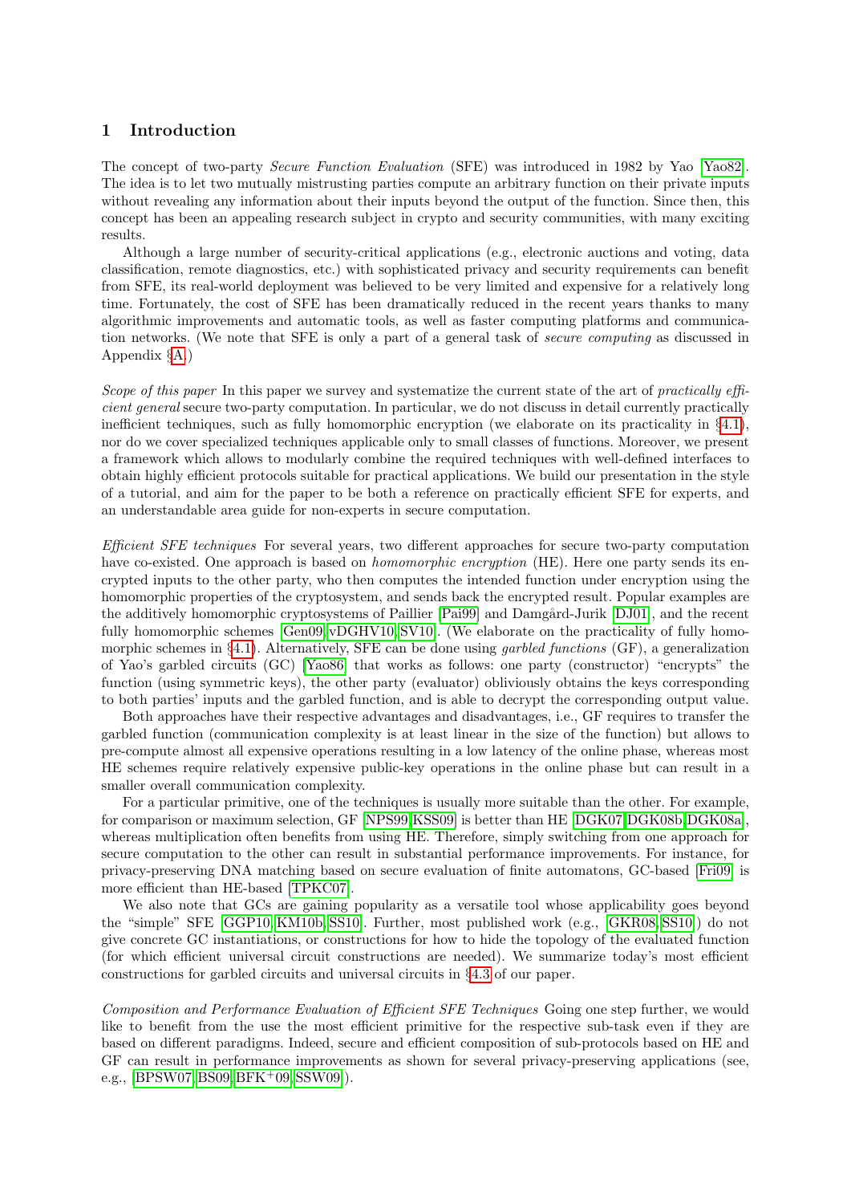## 1 Introduction

The concept of two-party *Secure Function Evaluation* (SFE) was introduced in 1982 by Yao [Yao82]. The idea is to let two mutually mistrusting parties compute an arbitrary function on their private inputs without revealing any information about their inputs beyond the output of the function. Since then, this concept has been an appealing research subject in crypto and security communities, with many exciting results.

Although a large number of security-critical applications (e.g., electronic auctions and voting, data classification, remote diagnostics, etc.) with sophisticated privacy and security requirements can benefit from SFE, its real-world deployment was believed to be very limited and expensive for a relatively long time. Fortunately, the cost of SFE has been dramatically reduced in the recent years thanks to many algorithmic improvements and automatic tools, as well as faster computing platforms and communication networks. (We note that SFE is only a part of a general task of *secure computing* as discussed in Appendix §A.)

*Scope of this paper* In this paper we survey and systematize the current state of the art of *practically efficient general* secure two-party computation. In particular, we do not discuss in detail currently practically inefficient techniques, such as fully homomorphic encryption (we elaborate on its practicality in §4.1), nor do we cover specialized techniques applicable only to small classes of functions. Moreover, we present a framework which allows to modularly combine the required techniques with well-defined interfaces to obtain highly efficient protocols suitable for practical applications. We build our presentation in the style of a tutorial, and aim for the paper to be both a reference on practically efficient SFE for experts, and an understandable area guide for non-experts in secure computation.

*Efficient SFE techniques* For several years, two different approaches for secure two-party computation have co-existed. One approach is based on *homomorphic encryption* (HE). Here one party sends its encrypted inputs to the other party, who then computes the intended function under encryption using the homomorphic properties of the cryptosystem, and sends back the encrypted result. Popular examples are the additively homomorphic cryptosystems of Paillier [Pai99] and Damgård-Jurik [DJ01], and the recent fully homomorphic schemes [Gen09, vDGHV10, SV10]. (We elaborate on the practicality of fully homomorphic schemes in §4.1). Alternatively, SFE can be done using *garbled functions* (GF), a generalization of Yao's garbled circuits (GC) [Yao86] that works as follows: one party (constructor) "encrypts" the function (using symmetric keys), the other party (evaluator) obliviously obtains the keys corresponding to both parties' inputs and the garbled function, and is able to decrypt the corresponding output value.

Both approaches have their respective advantages and disadvantages, i.e., GF requires to transfer the garbled function (communication complexity is at least linear in the size of the function) but allows to pre-compute almost all expensive operations resulting in a low latency of the online phase, whereas most HE schemes require relatively expensive public-key operations in the online phase but can result in a smaller overall communication complexity.

For a particular primitive, one of the techniques is usually more suitable than the other. For example, for comparison or maximum selection, GF [NPS99, KSS09] is better than HE [DGK07, DGK08b, DGK08a], whereas multiplication often benefits from using HE. Therefore, simply switching from one approach for secure computation to the other can result in substantial performance improvements. For instance, for privacy-preserving DNA matching based on secure evaluation of finite automatons, GC-based [Fri09] is more efficient than HE-based [TPKC07].

We also note that GCs are gaining popularity as a versatile tool whose applicability goes beyond the "simple" SFE [GGP10, KM10b, SS10]. Further, most published work (e.g., [GKR08, SS10]) do not give concrete GC instantiations, or constructions for how to hide the topology of the evaluated function (for which efficient universal circuit constructions are needed). We summarize today's most efficient constructions for garbled circuits and universal circuits in §4.3 of our paper.

*Composition and Performance Evaluation of Efficient SFE Techniques* Going one step further, we would like to benefit from the use the most efficient primitive for the respective sub-task even if they are based on different paradigms. Indeed, secure and efficient composition of sub-protocols based on HE and GF can result in performance improvements as shown for several privacy-preserving applications (see, e.g., [BPSW07, BS09, BFK+09, SSW09]).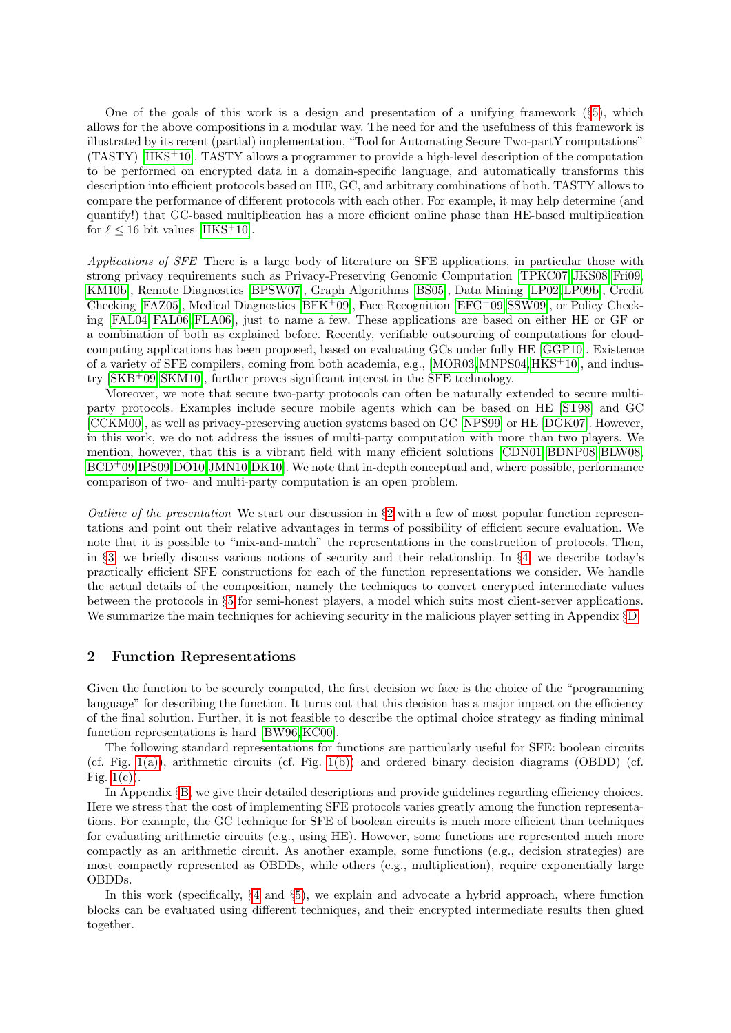One of the goals of this work is a design and presentation of a unifying framework (§5), which allows for the above compositions in a modular way. The need for and the usefulness of this framework is illustrated by its recent (partial) implementation, "Tool for Automating Secure Two-partY computations" (TASTY) [HKS+10]. TASTY allows a programmer to provide a high-level description of the computation to be performed on encrypted data in a domain-specific language, and automatically transforms this description into efficient protocols based on HE, GC, and arbitrary combinations of both. TASTY allows to compare the performance of different protocols with each other. For example, it may help determine (and quantify!) that GC-based multiplication has a more efficient online phase than HE-based multiplication for $\ell \leq 16$ bit values [HKS+10].

*Applications of SFE* There is a large body of literature on SFE applications, in particular those with strong privacy requirements such as Privacy-Preserving Genomic Computation [TPKC07,JKS08,Fri09, KM10b], Remote Diagnostics [BPSW07], Graph Algorithms [BS05], Data Mining [LP02,LP09b], Credit Checking [FAZ05], Medical Diagnostics [BFK+09], Face Recognition [EFG+09,SSW09], or Policy Checking [FAL04,FAL06,FLA06], just to name a few. These applications are based on either HE or GF or a combination of both as explained before. Recently, verifiable outsourcing of computations for cloud-computing applications has been proposed, based on evaluating GCs under fully HE [GGP10]. Existence of a variety of SFE compilers, coming from both academia, e.g., [MOR03,MNPS04,HKS+10], and industry [SKB+09,SKM10], further proves significant interest in the SFE technology.

Moreover, we note that secure two-party protocols can often be naturally extended to secure multi-party protocols. Examples include secure mobile agents which can be based on HE [ST98] and GC [CCKM00], as well as privacy-preserving auction systems based on GC [NPS99] or HE [DGK07]. However, in this work, we do not address the issues of multi-party computation with more than two players. We mention, however, that this is a vibrant field with many efficient solutions [CDN01,BDNP08,BLW08, BCD+09,IPS09,DO10,JMN10,DK10]. We note that in-depth conceptual and, where possible, performance comparison of two- and multi-party computation is an open problem.

*Outline of the presentation* We start our discussion in §2 with a few of most popular function representations and point out their relative advantages in terms of possibility of efficient secure evaluation. We note that it is possible to "mix-and-match" the representations in the construction of protocols. Then, in §3, we briefly discuss various notions of security and their relationship. In §4, we describe today's practically efficient SFE constructions for each of the function representations we consider. We handle the actual details of the composition, namely the techniques to convert encrypted intermediate values between the protocols in §5 for semi-honest players, a model which suits most client-server applications. We summarize the main techniques for achieving security in the malicious player setting in Appendix §D.

## 2 Function Representations

Given the function to be securely computed, the first decision we face is the choice of the "programming language" for describing the function. It turns out that this decision has a major impact on the efficiency of the final solution. Further, it is not feasible to describe the optimal choice strategy as finding minimal function representations is hard [BW96,KC00].

The following standard representations for functions are particularly useful for SFE: boolean circuits (cf. Fig. 1(a)), arithmetic circuits (cf. Fig. 1(b)) and ordered binary decision diagrams (OBDD) (cf. Fig. 1(c)).

In Appendix §B, we give their detailed descriptions and provide guidelines regarding efficiency choices. Here we stress that the cost of implementing SFE protocols varies greatly among the function representations. For example, the GC technique for SFE of boolean circuits is much more efficient than techniques for evaluating arithmetic circuits (e.g., using HE). However, some functions are represented much more compactly as an arithmetic circuit. As another example, some functions (e.g., decision strategies) are most compactly represented as OBDDs, while others (e.g., multiplication), require exponentially large OBDDs.

In this work (specifically, §4 and §5), we explain and advocate a hybrid approach, where function blocks can be evaluated using different techniques, and their encrypted intermediate results then glued together.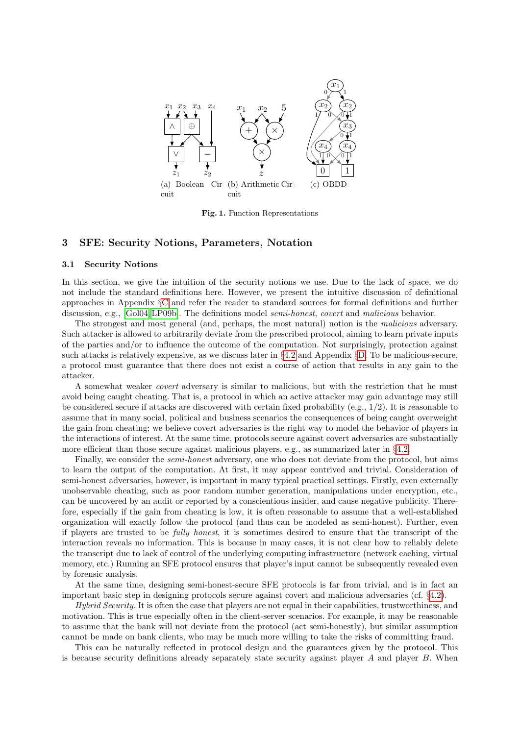(a) Boolean Circuit (b) Arithmetic Circuit (c) OBDD

**Fig. 1.** Function Representations

## 3 SFE: Security Notions, Parameters, Notation

### 3.1 Security Notions

In this section, we give the intuition of the security notions we use. Due to the lack of space, we do not include the standard definitions here. However, we present the intuitive discussion of definitional approaches in Appendix §C and refer the reader to standard sources for formal definitions and further discussion, e.g., [Gol04,LP09b]. The definitions model *semi-honest*, *covert* and *malicious* behavior.

The strongest and most general (and, perhaps, the most natural) notion is the *malicious* adversary. Such attacker is allowed to arbitrarily deviate from the prescribed protocol, aiming to learn private inputs of the parties and/or to influence the outcome of the computation. Not surprisingly, protection against such attacks is relatively expensive, as we discuss later in §4.2 and Appendix §D. To be malicious-secure, a protocol must guarantee that there does not exist a course of action that results in any gain to the attacker.

A somewhat weaker *covert* adversary is similar to malicious, but with the restriction that he must avoid being caught cheating. That is, a protocol in which an active attacker may gain advantage may still be considered secure if attacks are discovered with certain fixed probability (e.g., 1/2). It is reasonable to assume that in many social, political and business scenarios the consequences of being caught overweight the gain from cheating; we believe covert adversaries is the right way to model the behavior of players in the interactions of interest. At the same time, protocols secure against covert adversaries are substantially more efficient than those secure against malicious players, e.g., as summarized later in §4.2.

Finally, we consider the *semi-honest* adversary, one who does not deviate from the protocol, but aims to learn the output of the computation. At first, it may appear contrived and trivial. Consideration of semi-honest adversaries, however, is important in many typical practical settings. Firstly, even externally unobservable cheating, such as poor random number generation, manipulations under encryption, etc., can be uncovered by an audit or reported by a conscientious insider, and cause negative publicity. Therefore, especially if the gain from cheating is low, it is often reasonable to assume that a well-established organization will exactly follow the protocol (and thus can be modeled as semi-honest). Further, even if players are trusted to be *fully honest*, it is sometimes desired to ensure that the transcript of the interaction reveals no information. This is because in many cases, it is not clear how to reliably delete the transcript due to lack of control of the underlying computing infrastructure (network caching, virtual memory, etc.) Running an SFE protocol ensures that player's input cannot be subsequently revealed even by forensic analysis.

At the same time, designing semi-honest-secure SFE protocols is far from trivial, and is in fact an important basic step in designing protocols secure against covert and malicious adversaries (cf. §4.2).

*Hybrid Security.* It is often the case that players are not equal in their capabilities, trustworthiness, and motivation. This is true especially often in the client-server scenarios. For example, it may be reasonable to assume that the bank will not deviate from the protocol (act semi-honestly), but similar assumption cannot be made on bank clients, who may be much more willing to take the risks of committing fraud.

This can be naturally reflected in protocol design and the guarantees given by the protocol. This is because security definitions already separately state security against player $A$ and player $B$. When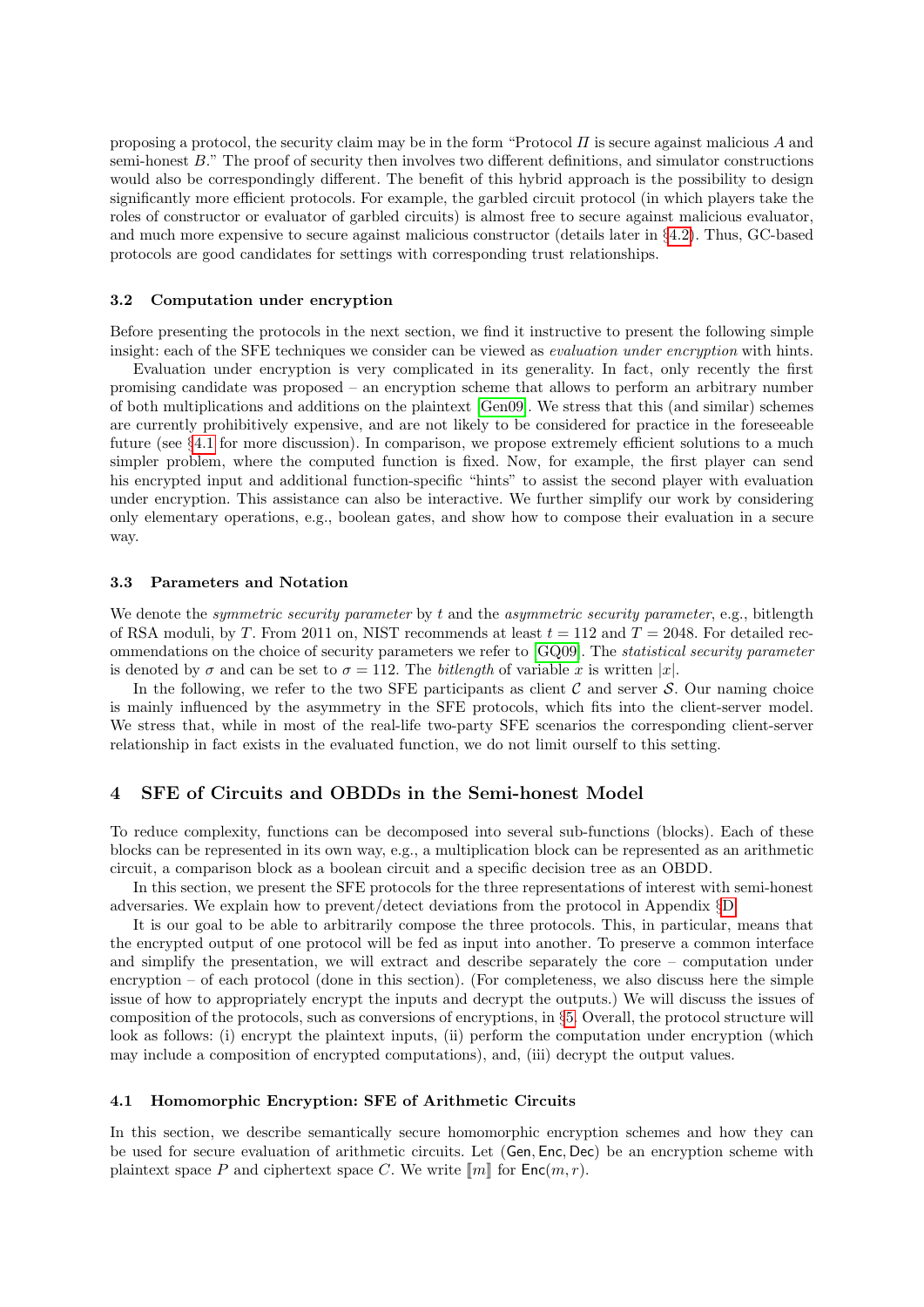proposing a protocol, the security claim may be in the form "Protocol $\Pi$ is secure against malicious $A$ and semi-honest $B$." The proof of security then involves two different definitions, and simulator constructions would also be correspondingly different. The benefit of this hybrid approach is the possibility to design significantly more efficient protocols. For example, the garbled circuit protocol (in which players take the roles of constructor or evaluator of garbled circuits) is almost free to secure against malicious evaluator, and much more expensive to secure against malicious constructor (details later in §4.2). Thus, GC-based protocols are good candidates for settings with corresponding trust relationships.

### 3.2 Computation under encryption

Before presenting the protocols in the next section, we find it instructive to present the following simple insight: each of the SFE techniques we consider can be viewed as *evaluation under encryption* with hints.

Evaluation under encryption is very complicated in its generality. In fact, only recently the first promising candidate was proposed – an encryption scheme that allows to perform an arbitrary number of both multiplications and additions on the plaintext [Gen09]. We stress that this (and similar) schemes are currently prohibitively expensive, and are not likely to be considered for practice in the foreseeable future (see §4.1 for more discussion). In comparison, we propose extremely efficient solutions to a much simpler problem, where the computed function is fixed. Now, for example, the first player can send his encrypted input and additional function-specific "hints" to assist the second player with evaluation under encryption. This assistance can also be interactive. We further simplify our work by considering only elementary operations, e.g., boolean gates, and show how to compose their evaluation in a secure way.

### 3.3 Parameters and Notation

We denote the *symmetric security parameter* by $t$ and the *asymmetric security parameter*, e.g., bitlength of RSA moduli, by $T$. From 2011 on, NIST recommends at least $t = 112$ and $T = 2048$. For detailed recommendations on the choice of security parameters we refer to [GQ09]. The *statistical security parameter* is denoted by $\sigma$ and can be set to $\sigma = 112$. The *bitlength* of variable $x$ is written $|x|$.

In the following, we refer to the two SFE participants as client $\mathcal{C}$ and server $\mathcal{S}$. Our naming choice is mainly influenced by the asymmetry in the SFE protocols, which fits into the client-server model. We stress that, while in most of the real-life two-party SFE scenarios the corresponding client-server relationship in fact exists in the evaluated function, we do not limit ourself to this setting.

## 4 SFE of Circuits and OBDDs in the Semi-honest Model

To reduce complexity, functions can be decomposed into several sub-functions (blocks). Each of these blocks can be represented in its own way, e.g., a multiplication block can be represented as an arithmetic circuit, a comparison block as a boolean circuit and a specific decision tree as an OBDD.

In this section, we present the SFE protocols for the three representations of interest with semi-honest adversaries. We explain how to prevent/detect deviations from the protocol in Appendix §D.

It is our goal to be able to arbitrarily compose the three protocols. This, in particular, means that the encrypted output of one protocol will be fed as input into another. To preserve a common interface and simplify the presentation, we will extract and describe separately the core – computation under encryption – of each protocol (done in this section). (For completeness, we also discuss here the simple issue of how to appropriately encrypt the inputs and decrypt the outputs.) We will discuss the issues of composition of the protocols, such as conversions of encryptions, in §5. Overall, the protocol structure will look as follows: (i) encrypt the plaintext inputs, (ii) perform the computation under encryption (which may include a composition of encrypted computations), and, (iii) decrypt the output values.

### 4.1 Homomorphic Encryption: SFE of Arithmetic Circuits

In this section, we describe semantically secure homomorphic encryption schemes and how they can be used for secure evaluation of arithmetic circuits. Let $(\mathsf{Gen}, \mathsf{Enc}, \mathsf{Dec})$ be an encryption scheme with plaintext space $P$ and ciphertext space $C$. We write $[\![m]\!]$ for $\mathsf{Enc}(m, r)$.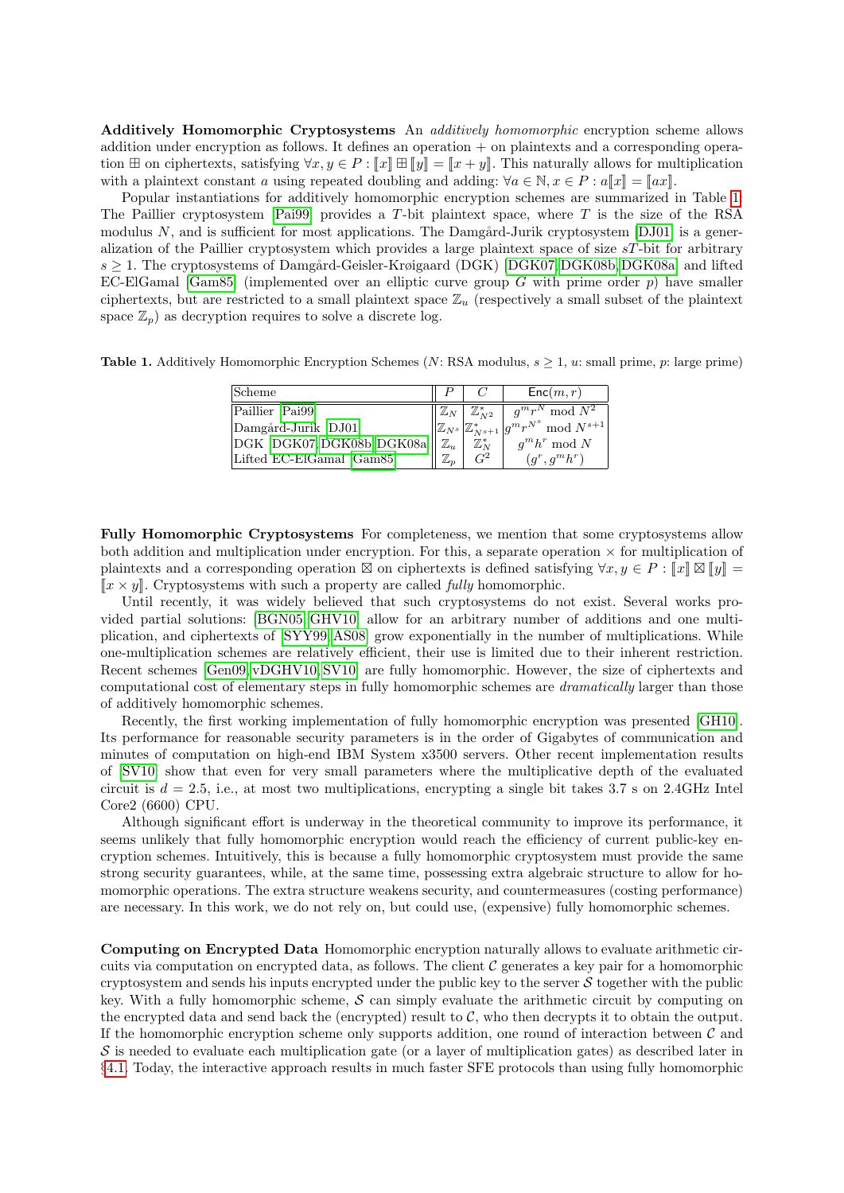**Additively Homomorphic Cryptosystems** An *additively homomorphic* encryption scheme allows addition under encryption as follows. It defines an operation $+$ on plaintexts and a corresponding operation $\boxplus$ on ciphertexts, satisfying $\forall x, y \in P : [\![x]\!] \boxplus [\![y]\!] = [\![x + y]\!]$. This naturally allows for multiplication with a plaintext constant $a$ using repeated doubling and adding: $\forall a \in \mathbb{N}, x \in P : a[\![x]\!] = [\![ax]\!]$.

Popular instantiations for additively homomorphic encryption schemes are summarized in Table 1. The Paillier cryptosystem [Pai99] provides a $T$-bit plaintext space, where $T$ is the size of the RSA modulus $N$, and is sufficient for most applications. The Damgård-Jurik cryptosystem [DJ01] is a generalization of the Paillier cryptosystem which provides a large plaintext space of size $sT$-bit for arbitrary $s \geq 1$. The cryptosystems of Damgård-Geisler-Krøigaard (DGK) [DGK07,DGK08b,DGK08a] and lifted EC-ElGamal [Gam85] (implemented over an elliptic curve group $G$ with prime order $p$) have smaller ciphertexts, but are restricted to a small plaintext space $\mathbb{Z}_u$ (respectively a small subset of the plaintext space $\mathbb{Z}_p$) as decryption requires to solve a discrete log.

**Table 1.** Additively Homomorphic Encryption Schemes ($N$: RSA modulus, $s \geq 1$, $u$: small prime, $p$: large prime)

| Scheme | $P$ | $C$ | $\mathsf{Enc}(m, r)$ |
|---|---|---|---|
| Paillier [Pai99] | $\mathbb{Z}_N$ | $\mathbb{Z}^*_{N^2}$ | $g^m r^N \bmod N^2$ |
| Damgård-Jurik [DJ01] | $\mathbb{Z}_{N^s}$ | $\mathbb{Z}^*_{N^{s+1}}$ | $g^m r^{N^s} \bmod N^{s+1}$ |
| DGK [DGK07,DGK08b,DGK08a] | $\mathbb{Z}_u$ | $\mathbb{Z}^*_N$ | $g^m h^r \bmod N$ |
| Lifted EC-ElGamal [Gam85] | $\mathbb{Z}_p$ | $G^2$ | $(g^r, g^m h^r)$ |

**Fully Homomorphic Cryptosystems** For completeness, we mention that some cryptosystems allow both addition and multiplication under encryption. For this, a separate operation $\times$ for multiplication of plaintexts and a corresponding operation $\boxtimes$ on ciphertexts is defined satisfying $\forall x, y \in P : [\![x]\!] \boxtimes [\![y]\!] = [\![x \times y]\!]$. Cryptosystems with such a property are called *fully* homomorphic.

Until recently, it was widely believed that such cryptosystems do not exist. Several works provided partial solutions: [BGN05,GHV10] allow for an arbitrary number of additions and one multiplication, and ciphertexts of [SYY99,AS08] grow exponentially in the number of multiplications. While one-multiplication schemes are relatively efficient, their use is limited due to their inherent restriction. Recent schemes [Gen09,vDGHV10,SV10] are fully homomorphic. However, the size of ciphertexts and computational cost of elementary steps in fully homomorphic schemes are *dramatically* larger than those of additively homomorphic schemes.

Recently, the first working implementation of fully homomorphic encryption was presented [GH10]. Its performance for reasonable security parameters is in the order of Gigabytes of communication and minutes of computation on high-end IBM System x3500 servers. Other recent implementation results of [SV10] show that even for very small parameters where the multiplicative depth of the evaluated circuit is $d = 2.5$, i.e., at most two multiplications, encrypting a single bit takes 3.7 s on 2.4GHz Intel Core2 (6600) CPU.

Although significant effort is underway in the theoretical community to improve its performance, it seems unlikely that fully homomorphic encryption would reach the efficiency of current public-key encryption schemes. Intuitively, this is because a fully homomorphic cryptosystem must provide the same strong security guarantees, while, at the same time, possessing extra algebraic structure to allow for homomorphic operations. The extra structure weakens security, and countermeasures (costing performance) are necessary. In this work, we do not rely on, but could use, (expensive) fully homomorphic schemes.

**Computing on Encrypted Data** Homomorphic encryption naturally allows to evaluate arithmetic circuits via computation on encrypted data, as follows. The client $\mathcal{C}$ generates a key pair for a homomorphic cryptosystem and sends his inputs encrypted under the public key to the server $\mathcal{S}$ together with the public key. With a fully homomorphic scheme, $\mathcal{S}$ can simply evaluate the arithmetic circuit by computing on the encrypted data and send back the (encrypted) result to $\mathcal{C}$, who then decrypts it to obtain the output. If the homomorphic encryption scheme only supports addition, one round of interaction between $\mathcal{C}$ and $\mathcal{S}$ is needed to evaluate each multiplication gate (or a layer of multiplication gates) as described later in §4.1. Today, the interactive approach results in much faster SFE protocols than using fully homomorphic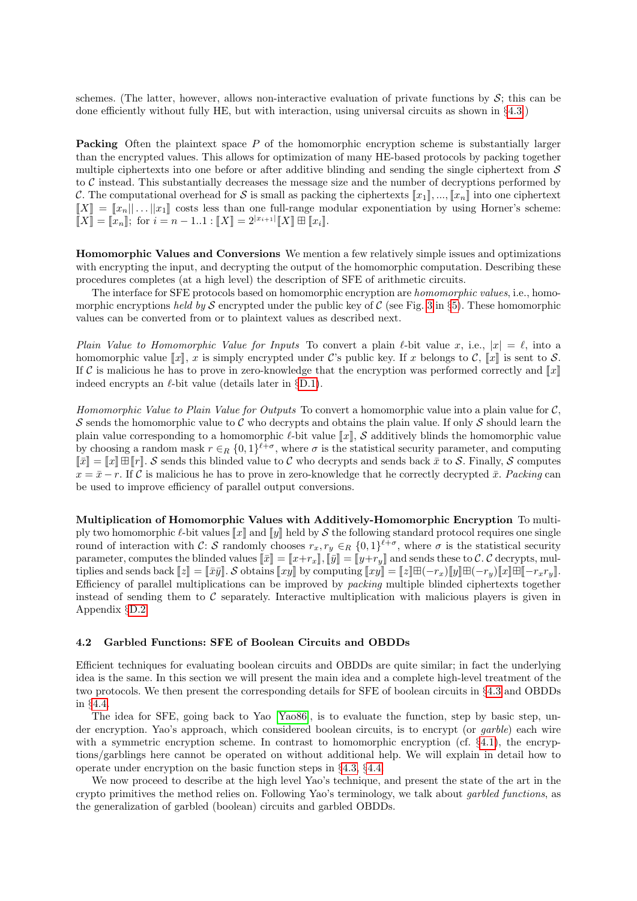schemes. (The latter, however, allows non-interactive evaluation of private functions by $\mathcal{S}$; this can be done efficiently without fully HE, but with interaction, using universal circuits as shown in §4.3.)

**Packing** Often the plaintext space $P$ of the homomorphic encryption scheme is substantially larger than the encrypted values. This allows for optimization of many HE-based protocols by packing together multiple ciphertexts into one before or after additive blinding and sending the single ciphertext from $\mathcal{S}$ to $\mathcal{C}$ instead. This substantially decreases the message size and the number of decryptions performed by $\mathcal{C}$. The computational overhead for $\mathcal{S}$ is small as packing the ciphertexts $[\![x_1]\!], ..., [\![x_n]\!]$ into one ciphertext $[\![X]\!] = [\![x_n|| \dots ||x_1]\!]$ costs less than one full-range modular exponentiation by using Horner's scheme: $[\![X]\!] = [\![x_n]\!]$; for $i = n-1..1 : [\![X]\!] = 2^{|x_{i+1}|}[\![X]\!] \boxplus [\![x_i]\!]$.

**Homomorphic Values and Conversions** We mention a few relatively simple issues and optimizations with encrypting the input, and decrypting the output of the homomorphic computation. Describing these procedures completes (at a high level) the description of SFE of arithmetic circuits.

The interface for SFE protocols based on homomorphic encryption are *homomorphic values*, i.e., homomorphic encryptions *held by* $\mathcal{S}$ encrypted under the public key of $\mathcal{C}$ (see Fig. 3 in §5). These homomorphic values can be converted from or to plaintext values as described next.

*Plain Value to Homomorphic Value for Inputs* To convert a plain $\ell$-bit value $x$, i.e., $|x| = \ell$, into a homomorphic value $[\![x]\!]$, $x$ is simply encrypted under $\mathcal{C}$'s public key. If $x$ belongs to $\mathcal{C}$, $[\![x]\!]$ is sent to $\mathcal{S}$. If $\mathcal{C}$ is malicious he has to prove in zero-knowledge that the encryption was performed correctly and $[\![x]\!]$ indeed encrypts an $\ell$-bit value (details later in §D.1).

*Homomorphic Value to Plain Value for Outputs* To convert a homomorphic value into a plain value for $\mathcal{C}$, $\mathcal{S}$ sends the homomorphic value to $\mathcal{C}$ who decrypts and obtains the plain value. If only $\mathcal{S}$ should learn the plain value corresponding to a homomorphic $\ell$-bit value $[\![x]\!]$, $\mathcal{S}$ additively blinds the homomorphic value by choosing a random mask $r \in_R \{0,1\}^{\ell+\sigma}$, where $\sigma$ is the statistical security parameter, and computing $[\![\bar{x}]\!] = [\![x]\!] \boxplus [\![r]\!]$. $\mathcal{S}$ sends this blinded value to $\mathcal{C}$ who decrypts and sends back $\bar{x}$ to $\mathcal{S}$. Finally, $\mathcal{S}$ computes $x = \bar{x} - r$. If $\mathcal{C}$ is malicious he has to prove in zero-knowledge that he correctly decrypted $\bar{x}$. *Packing* can be used to improve efficiency of parallel output conversions.

**Multiplication of Homomorphic Values with Additively-Homomorphic Encryption** To multiply two homomorphic $\ell$-bit values $[\![x]\!]$ and $[\![y]\!]$ held by $\mathcal{S}$ the following standard protocol requires one single round of interaction with $\mathcal{C}$: $\mathcal{S}$ randomly chooses $r_x, r_y \in_R \{0,1\}^{\ell+\sigma}$, where $\sigma$ is the statistical security parameter, computes the blinded values $[\![\bar{x}]\!] = [\![x+r_x]\!], [\![\bar{y}]\!] = [\![y+r_y]\!]$ and sends these to $\mathcal{C}$. $\mathcal{C}$ decrypts, multiplies and sends back $[\![z]\!] = [\![\bar{x}\bar{y}]\!]$. $\mathcal{S}$ obtains $[\![xy]\!]$ by computing $[\![xy]\!] = [\![z]\!] \boxplus (-r_x)[\![y]\!] \boxplus (-r_y)[\![x]\!] \boxplus [\![-r_x r_y]\!]$. Efficiency of parallel multiplications can be improved by *packing* multiple blinded ciphertexts together instead of sending them to $\mathcal{C}$ separately. Interactive multiplication with malicious players is given in Appendix §D.2.

### 4.2 Garbled Functions: SFE of Boolean Circuits and OBDDs

Efficient techniques for evaluating boolean circuits and OBDDs are quite similar; in fact the underlying idea is the same. In this section we will present the main idea and a complete high-level treatment of the two protocols. We then present the corresponding details for SFE of boolean circuits in §4.3 and OBDDs in §4.4.

The idea for SFE, going back to Yao [Yao86], is to evaluate the function, step by basic step, under encryption. Yao's approach, which considered boolean circuits, is to encrypt (or *garble*) each wire with a symmetric encryption scheme. In contrast to homomorphic encryption (cf. §4.1), the encryptions/garblings here cannot be operated on without additional help. We will explain in detail how to operate under encryption on the basic function steps in §4.3, §4.4.

We now proceed to describe at the high level Yao's technique, and present the state of the art in the crypto primitives the method relies on. Following Yao's terminology, we talk about *garbled functions*, as the generalization of garbled (boolean) circuits and garbled OBDDs.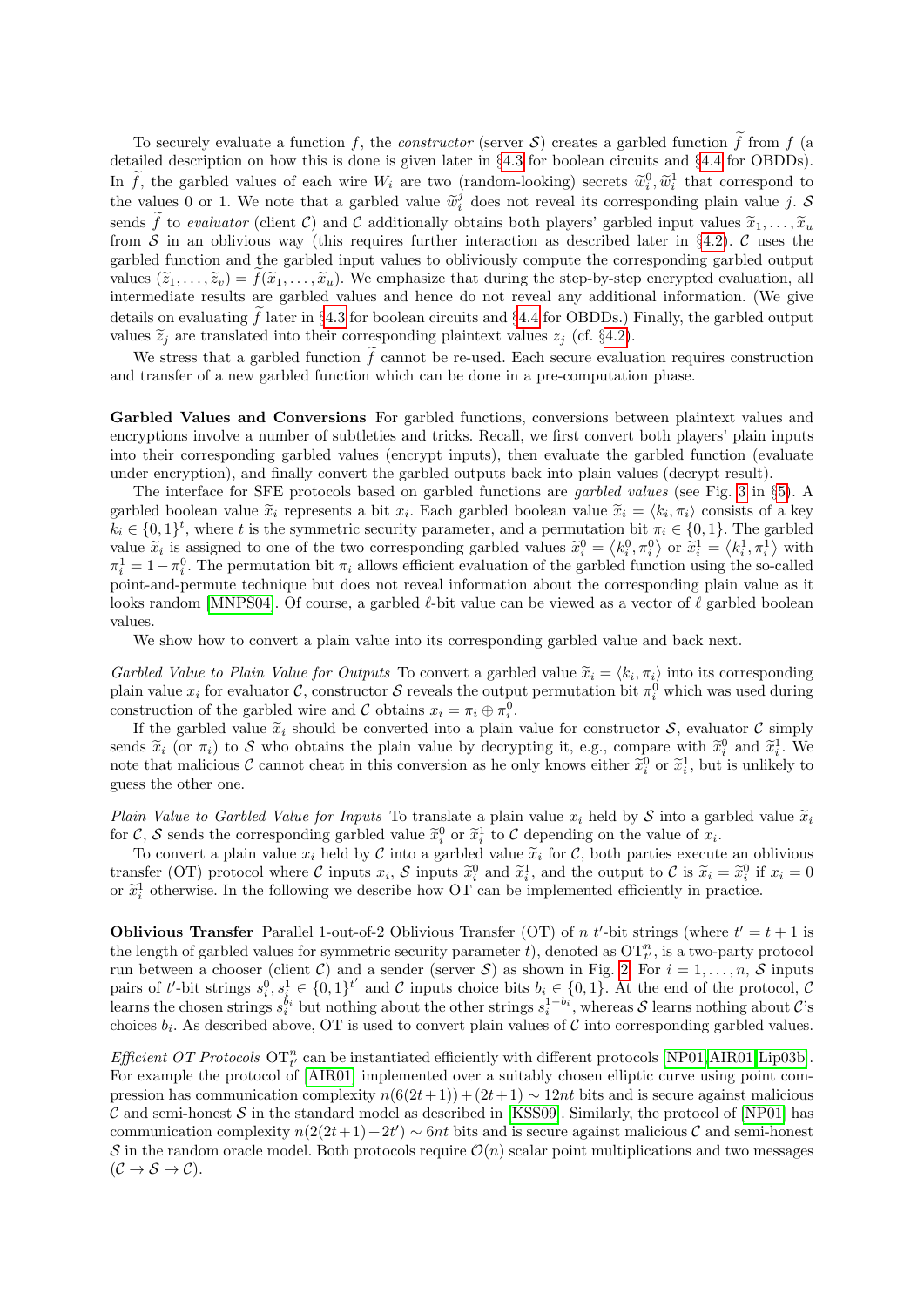To securely evaluate a function $f$, the *constructor* (server $\mathcal{S}$) creates a garbled function $\widetilde{f}$ from $f$ (a detailed description on how this is done is given later in §4.3 for boolean circuits and §4.4 for OBDDs). In $\widetilde{f}$, the garbled values of each wire $W_i$ are two (random-looking) secrets $\widetilde{w}_i^0, \widetilde{w}_i^1$ that correspond to the values 0 or 1. We note that a garbled value $\widetilde{w}_i^j$ does not reveal its corresponding plain value $j$. $\mathcal{S}$ sends $\widetilde{f}$ to *evaluator* (client $\mathcal{C}$) and $\mathcal{C}$ additionally obtains both players' garbled input values $\widetilde{x}_1, \ldots, \widetilde{x}_u$ from $\mathcal{S}$ in an oblivious way (this requires further interaction as described later in §4.2). $\mathcal{C}$ uses the garbled function and the garbled input values to obliviously compute the corresponding garbled output values $(\widetilde{z}_1, \ldots, \widetilde{z}_v) = \widetilde{f}(\widetilde{x}_1, \ldots, \widetilde{x}_u)$. We emphasize that during the step-by-step encrypted evaluation, all intermediate results are garbled values and hence do not reveal any additional information. (We give details on evaluating $\widetilde{f}$ later in §4.3 for boolean circuits and §4.4 for OBDDs.) Finally, the garbled output values $\widetilde{z}_j$ are translated into their corresponding plaintext values $z_j$ (cf. §4.2).

We stress that a garbled function $\widetilde{f}$ cannot be re-used. Each secure evaluation requires construction and transfer of a new garbled function which can be done in a pre-computation phase.

**Garbled Values and Conversions** For garbled functions, conversions between plaintext values and encryptions involve a number of subtleties and tricks. Recall, we first convert both players' plain inputs into their corresponding garbled values (encrypt inputs), then evaluate the garbled function (evaluate under encryption), and finally convert the garbled outputs back into plain values (decrypt result).

The interface for SFE protocols based on garbled functions are *garbled values* (see Fig. 3 in §5). A garbled boolean value $\widetilde{x}_i$ represents a bit $x_i$. Each garbled boolean value $\widetilde{x}_i = \langle k_i, \pi_i \rangle$ consists of a key $k_i \in \{0,1\}^t$, where $t$ is the symmetric security parameter, and a permutation bit $\pi_i \in \{0,1\}$. The garbled value $\widetilde{x}_i$ is assigned to one of the two corresponding garbled values $\widetilde{x}_i^0 = \langle k_i^0, \pi_i^0 \rangle$ or $\widetilde{x}_i^1 = \langle k_i^1, \pi_i^1 \rangle$ with $\pi_i^1 = 1 - \pi_i^0$. The permutation bit $\pi_i$ allows efficient evaluation of the garbled function using the so-called point-and-permute technique but does not reveal information about the corresponding plain value as it looks random [MNPS04]. Of course, a garbled $\ell$-bit value can be viewed as a vector of $\ell$ garbled boolean values.

We show how to convert a plain value into its corresponding garbled value and back next.

*Garbled Value to Plain Value for Outputs* To convert a garbled value $\widetilde{x}_i = \langle k_i, \pi_i \rangle$ into its corresponding plain value $x_i$ for evaluator $\mathcal{C}$, constructor $\mathcal{S}$ reveals the output permutation bit $\pi_i^0$ which was used during construction of the garbled wire and $\mathcal{C}$ obtains $x_i = \pi_i \oplus \pi_i^0$.

If the garbled value $\widetilde{x}_i$ should be converted into a plain value for constructor $\mathcal{S}$, evaluator $\mathcal{C}$ simply sends $\widetilde{x}_i$ (or $\pi_i$) to $\mathcal{S}$ who obtains the plain value by decrypting it, e.g., compare with $\widetilde{x}_i^0$ and $\widetilde{x}_i^1$. We note that malicious $\mathcal{C}$ cannot cheat in this conversion as he only knows either $\widetilde{x}_i^0$ or $\widetilde{x}_i^1$, but is unlikely to guess the other one.

*Plain Value to Garbled Value for Inputs* To translate a plain value $x_i$ held by $\mathcal{S}$ into a garbled value $\widetilde{x}_i$ for $\mathcal{C}$, $\mathcal{S}$ sends the corresponding garbled value $\widetilde{x}_i^0$ or $\widetilde{x}_i^1$ to $\mathcal{C}$ depending on the value of $x_i$.

To convert a plain value $x_i$ held by $\mathcal{C}$ into a garbled value $\widetilde{x}_i$ for $\mathcal{C}$, both parties execute an oblivious transfer (OT) protocol where $\mathcal{C}$ inputs $x_i$, $\mathcal{S}$ inputs $\widetilde{x}_i^0$ and $\widetilde{x}_i^1$, and the output to $\mathcal{C}$ is $\widetilde{x}_i = \widetilde{x}_i^0$ if $x_i = 0$ or $\widetilde{x}_i^1$ otherwise. In the following we describe how OT can be implemented efficiently in practice.

**Oblivious Transfer** Parallel 1-out-of-2 Oblivious Transfer (OT) of $n$ $t'$-bit strings (where $t' = t + 1$ is the length of garbled values for symmetric security parameter $t$), denoted as $\text{OT}_{t'}^n$, is a two-party protocol run between a chooser (client $\mathcal{C}$) and a sender (server $\mathcal{S}$) as shown in Fig. 2. For $i = 1, \ldots, n$, $\mathcal{S}$ inputs pairs of $t'$-bit strings $s_i^0, s_i^1 \in \{0,1\}^{t'}$ and $\mathcal{C}$ inputs choice bits $b_i \in \{0,1\}$. At the end of the protocol, $\mathcal{C}$ learns the chosen strings $s_i^{b_i}$ but nothing about the other strings $s_i^{1-b_i}$, whereas $\mathcal{S}$ learns nothing about $\mathcal{C}$'s choices $b_i$. As described above, OT is used to convert plain values of $\mathcal{C}$ into corresponding garbled values.

*Efficient OT Protocols* $\text{OT}_{t'}^n$ can be instantiated efficiently with different protocols [NP01,AIR01,Lip03b]. For example the protocol of [AIR01] implemented over a suitably chosen elliptic curve using point compression has communication complexity $n(6(2t+1)) + (2t+1) \sim 12nt$ bits and is secure against malicious $\mathcal{C}$ and semi-honest $\mathcal{S}$ in the standard model as described in [KSS09]. Similarly, the protocol of [NP01] has communication complexity $n(2(2t+1)+2t') \sim 6nt$ bits and is secure against malicious $\mathcal{C}$ and semi-honest $\mathcal{S}$ in the random oracle model. Both protocols require $\mathcal{O}(n)$ scalar point multiplications and two messages ($\mathcal{C} \to \mathcal{S} \to \mathcal{C}$).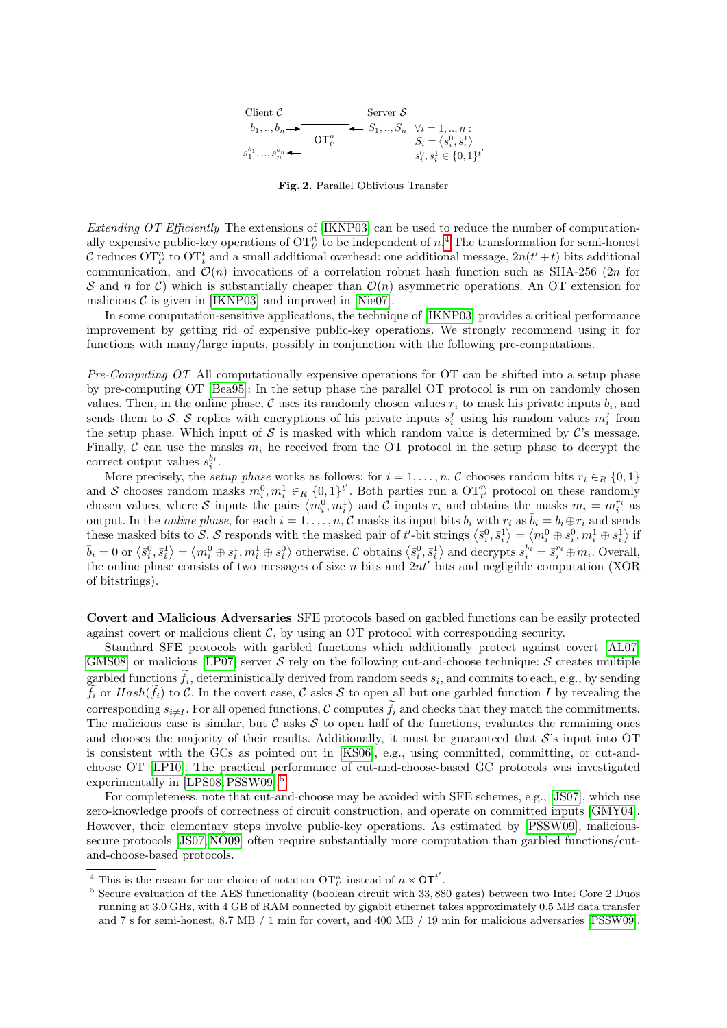Client $\mathcal{C}$ | Server $\mathcal{S}$

$b_1, .., b_n \rightarrow$ $\mathsf{OT}^n_{t'}$ $\leftarrow S_1, .., S_n$ $\forall i = 1, .., n:$ $S_i = \langle s_i^0, s_i^1 \rangle$ $s_i^0, s_i^1 \in \{0,1\}^{t'}$

$s_1^{b_1}, .., s_n^{b_n} \leftarrow$

**Fig. 2.** Parallel Oblivious Transfer

*Extending OT Efficiently* The extensions of [IKNP03] can be used to reduce the number of computationally expensive public-key operations of $\mathrm{OT}^n_{t'}$ to be independent of $n$.[4] The transformation for semi-honest $\mathcal{C}$ reduces $\mathrm{OT}^n_{t'}$ to $\mathrm{OT}^t_t$ and a small additional overhead: one additional message, $2n(t'+t)$ bits additional communication, and $\mathcal{O}(n)$ invocations of a correlation robust hash function such as SHA-256 ($2n$ for $\mathcal{S}$ and $n$ for $\mathcal{C}$) which is substantially cheaper than $\mathcal{O}(n)$ asymmetric operations. An OT extension for malicious $\mathcal{C}$ is given in [IKNP03] and improved in [Nie07].

In some computation-sensitive applications, the technique of [IKNP03] provides a critical performance improvement by getting rid of expensive public-key operations. We strongly recommend using it for functions with many/large inputs, possibly in conjunction with the following pre-computations.

*Pre-Computing OT* All computationally expensive operations for OT can be shifted into a setup phase by pre-computing OT [Bea95]: In the setup phase the parallel OT protocol is run on randomly chosen values. Then, in the online phase, $\mathcal{C}$ uses its randomly chosen values $r_i$ to mask his private inputs $b_i$, and sends them to $\mathcal{S}$. $\mathcal{S}$ replies with encryptions of his private inputs $s_i^j$ using his random values $m_i^j$ from the setup phase. Which input of $\mathcal{S}$ is masked with which random value is determined by $\mathcal{C}$'s message. Finally, $\mathcal{C}$ can use the masks $m_i$ he received from the OT protocol in the setup phase to decrypt the correct output values $s_i^{b_i}$.

More precisely, the *setup phase* works as follows: for $i = 1, \ldots, n$, $\mathcal{C}$ chooses random bits $r_i \in_R \{0,1\}$ and $\mathcal{S}$ chooses random masks $m_i^0, m_i^1 \in_R \{0,1\}^{t'}$. Both parties run a $\mathrm{OT}^n_{t'}$ protocol on these randomly chosen values, where $\mathcal{S}$ inputs the pairs $\langle m_i^0, m_i^1 \rangle$ and $\mathcal{C}$ inputs $r_i$ and obtains the masks $m_i = m_i^{r_i}$ as output. In the *online phase*, for each $i = 1, \ldots, n$, $\mathcal{C}$ masks its input bits $b_i$ with $r_i$ as $\bar{b}_i = b_i \oplus r_i$ and sends these masked bits to $\mathcal{S}$. $\mathcal{S}$ responds with the masked pair of $t'$-bit strings $\langle \bar{s}_i^0, \bar{s}_i^1 \rangle = \langle m_i^0 \oplus s_i^0, m_i^1 \oplus s_i^1 \rangle$ if $\bar{b}_i = 0$ or $\langle \bar{s}_i^0, \bar{s}_i^1 \rangle = \langle m_i^0 \oplus s_i^1, m_i^1 \oplus s_i^0 \rangle$ otherwise. $\mathcal{C}$ obtains $\langle \bar{s}_i^0, \bar{s}_i^1 \rangle$ and decrypts $s_i^{b_i} = \bar{s}_i^{r_i} \oplus m_i$. Overall, the online phase consists of two messages of size $n$ bits and $2nt'$ bits and negligible computation (XOR of bitstrings).

**Covert and Malicious Adversaries** SFE protocols based on garbled functions can be easily protected against covert or malicious client $\mathcal{C}$, by using an OT protocol with corresponding security.

Standard SFE protocols with garbled functions which additionally protect against covert [AL07, GMS08] or malicious [LP07] server $\mathcal{S}$ rely on the following cut-and-choose technique: $\mathcal{S}$ creates multiple garbled functions $\widetilde{f}_i$, deterministically derived from random seeds $s_i$, and commits to each, e.g., by sending $\widetilde{f}_i$ or $Hash(\widetilde{f}_i)$ to $\mathcal{C}$. In the covert case, $\mathcal{C}$ asks $\mathcal{S}$ to open all but one garbled function $I$ by revealing the corresponding $s_{i \neq I}$. For all opened functions, $\mathcal{C}$ computes $\widetilde{f}_i$ and checks that they match the commitments. The malicious case is similar, but $\mathcal{C}$ asks $\mathcal{S}$ to open half of the functions, evaluates the remaining ones and chooses the majority of their results. Additionally, it must be guaranteed that $\mathcal{S}$'s input into OT is consistent with the GCs as pointed out in [KS06], e.g., using committed, committing, or cut-and-choose OT [LP10]. The practical performance of cut-and-choose-based GC protocols was investigated experimentally in [LPS08, PSSW09].[5]

For completeness, note that cut-and-choose may be avoided with SFE schemes, e.g., [JS07], which use zero-knowledge proofs of correctness of circuit construction, and operate on committed inputs [GMY04]. However, their elementary steps involve public-key operations. As estimated by [PSSW09], malicious-secure protocols [JS07, NO09] often require substantially more computation than garbled functions/cut-and-choose-based protocols.

---

[4] This is the reason for our choice of notation $\mathrm{OT}^n_{t'}$ instead of $n \times \mathsf{OT}^{t'}$.

[5] Secure evaluation of the AES functionality (boolean circuit with 33,880 gates) between two Intel Core 2 Duos running at 3.0 GHz, with 4 GB of RAM connected by gigabit ethernet takes approximately 0.5 MB data transfer and 7 s for semi-honest, 8.7 MB / 1 min for covert, and 400 MB / 19 min for malicious adversaries [PSSW09].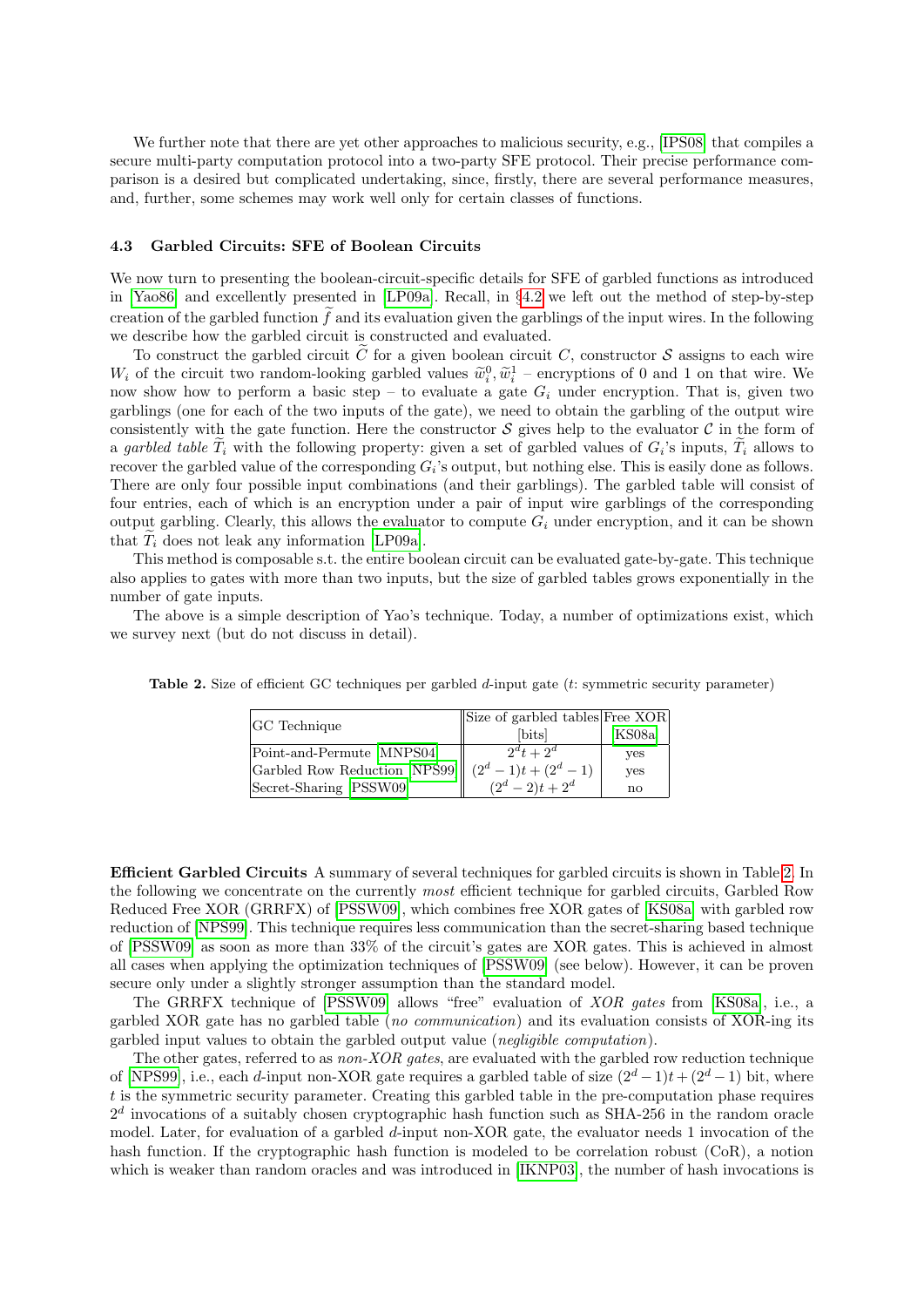We further note that there are yet other approaches to malicious security, e.g., [IPS08] that compiles a secure multi-party computation protocol into a two-party SFE protocol. Their precise performance comparison is a desired but complicated undertaking, since, firstly, there are several performance measures, and, further, some schemes may work well only for certain classes of functions.

### 4.3 Garbled Circuits: SFE of Boolean Circuits

We now turn to presenting the boolean-circuit-specific details for SFE of garbled functions as introduced in [Yao86] and excellently presented in [LP09a]. Recall, in §4.2 we left out the method of step-by-step creation of the garbled function $\widetilde{f}$ and its evaluation given the garblings of the input wires. In the following we describe how the garbled circuit is constructed and evaluated.

To construct the garbled circuit $\widetilde{C}$ for a given boolean circuit $C$, constructor $\mathcal{S}$ assigns to each wire $W_i$ of the circuit two random-looking garbled values $\widetilde{w}_i^0, \widetilde{w}_i^1$ – encryptions of 0 and 1 on that wire. We now show how to perform a basic step – to evaluate a gate $G_i$ under encryption. That is, given two garblings (one for each of the two inputs of the gate), we need to obtain the garbling of the output wire consistently with the gate function. Here the constructor $\mathcal{S}$ gives help to the evaluator $\mathcal{C}$ in the form of a *garbled table* $\widetilde{T}_i$ with the following property: given a set of garbled values of $G_i$'s inputs, $\widetilde{T}_i$ allows to recover the garbled value of the corresponding $G_i$'s output, but nothing else. This is easily done as follows. There are only four possible input combinations (and their garblings). The garbled table will consist of four entries, each of which is an encryption under a pair of input wire garblings of the corresponding output garbling. Clearly, this allows the evaluator to compute $G_i$ under encryption, and it can be shown that $\widetilde{T}_i$ does not leak any information [LP09a].

This method is composable s.t. the entire boolean circuit can be evaluated gate-by-gate. This technique also applies to gates with more than two inputs, but the size of garbled tables grows exponentially in the number of gate inputs.

The above is a simple description of Yao's technique. Today, a number of optimizations exist, which we survey next (but do not discuss in detail).

**Table 2.** Size of efficient GC techniques per garbled $d$-input gate ($t$: symmetric security parameter)

| GC Technique | Size of garbled tables [bits] | Free XOR [KS08a] |
|---|---|---|
| Point-and-Permute [MNPS04] | $2^d t + 2^d$ | yes |
| Garbled Row Reduction [NPS99] | $(2^d - 1)t + (2^d - 1)$ | yes |
| Secret-Sharing [PSSW09] | $(2^d - 2)t + 2^d$ | no |

**Efficient Garbled Circuits** A summary of several techniques for garbled circuits is shown in Table 2. In the following we concentrate on the currently *most* efficient technique for garbled circuits, Garbled Row Reduced Free XOR (GRRFX) of [PSSW09], which combines free XOR gates of [KS08a] with garbled row reduction of [NPS99]. This technique requires less communication than the secret-sharing based technique of [PSSW09] as soon as more than 33% of the circuit's gates are XOR gates. This is achieved in almost all cases when applying the optimization techniques of [PSSW09] (see below). However, it can be proven secure only under a slightly stronger assumption than the standard model.

The GRRFX technique of [PSSW09] allows "free" evaluation of *XOR gates* from [KS08a], i.e., a garbled XOR gate has no garbled table (*no communication*) and its evaluation consists of XOR-ing its garbled input values to obtain the garbled output value (*negligible computation*).

The other gates, referred to as *non-XOR gates*, are evaluated with the garbled row reduction technique of [NPS99], i.e., each $d$-input non-XOR gate requires a garbled table of size $(2^d - 1)t + (2^d - 1)$ bit, where $t$ is the symmetric security parameter. Creating this garbled table in the pre-computation phase requires $2^d$ invocations of a suitably chosen cryptographic hash function such as SHA-256 in the random oracle model. Later, for evaluation of a garbled $d$-input non-XOR gate, the evaluator needs 1 invocation of the hash function. If the cryptographic hash function is modeled to be correlation robust (CoR), a notion which is weaker than random oracles and was introduced in [IKNP03], the number of hash invocations is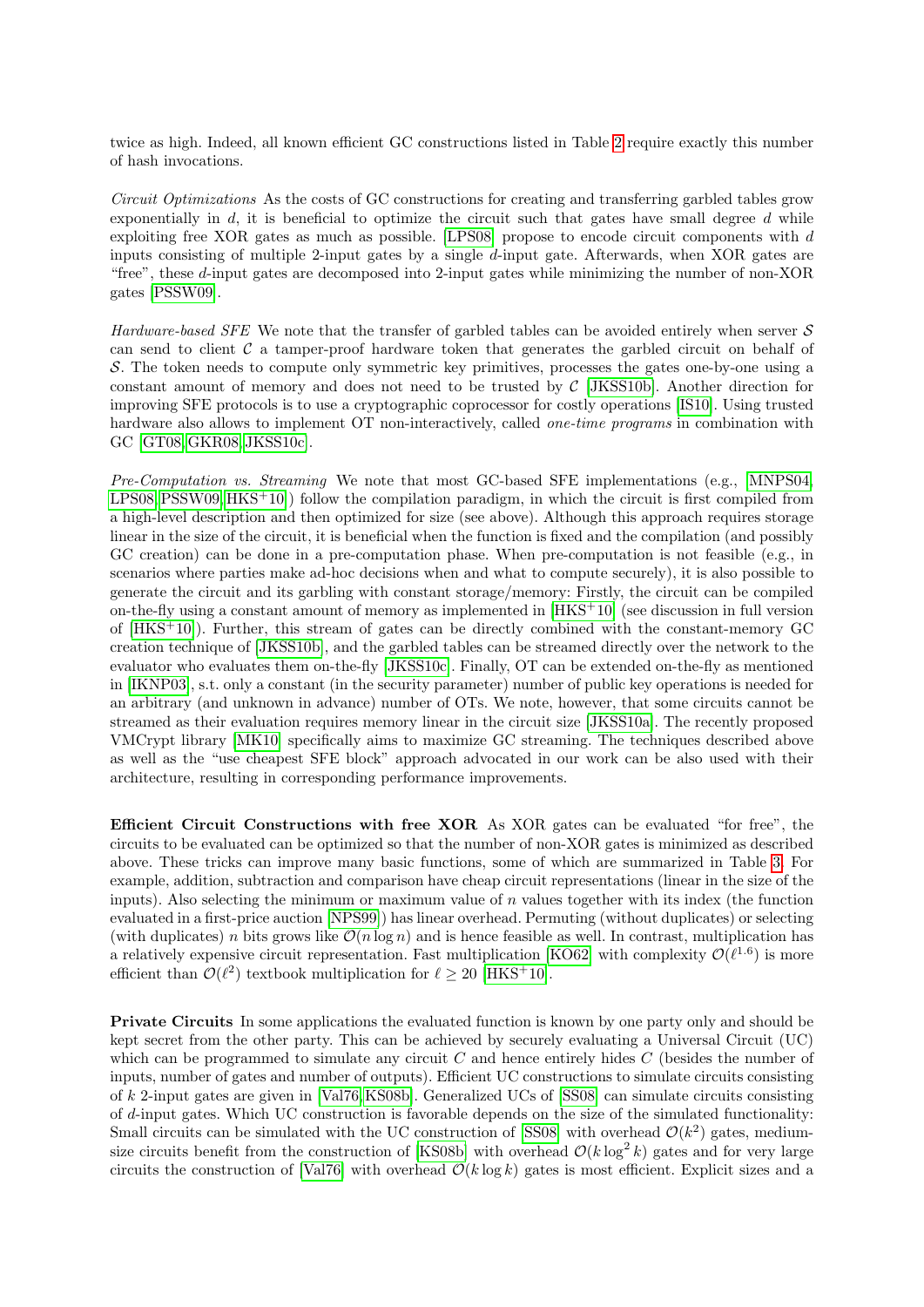twice as high. Indeed, all known efficient GC constructions listed in Table 2 require exactly this number of hash invocations.

*Circuit Optimizations* As the costs of GC constructions for creating and transferring garbled tables grow exponentially in $d$, it is beneficial to optimize the circuit such that gates have small degree $d$ while exploiting free XOR gates as much as possible. [LPS08] propose to encode circuit components with $d$ inputs consisting of multiple 2-input gates by a single $d$-input gate. Afterwards, when XOR gates are "free", these $d$-input gates are decomposed into 2-input gates while minimizing the number of non-XOR gates [PSSW09].

*Hardware-based SFE* We note that the transfer of garbled tables can be avoided entirely when server $\mathcal{S}$ can send to client $\mathcal{C}$ a tamper-proof hardware token that generates the garbled circuit on behalf of $\mathcal{S}$. The token needs to compute only symmetric key primitives, processes the gates one-by-one using a constant amount of memory and does not need to be trusted by $\mathcal{C}$ [JKSS10b]. Another direction for improving SFE protocols is to use a cryptographic coprocessor for costly operations [IS10]. Using trusted hardware also allows to implement OT non-interactively, called *one-time programs* in combination with GC [GT08, GKR08, JKSS10c].

*Pre-Computation vs. Streaming* We note that most GC-based SFE implementations (e.g., [MNPS04, LPS08, PSSW09, HKS+10]) follow the compilation paradigm, in which the circuit is first compiled from a high-level description and then optimized for size (see above). Although this approach requires storage linear in the size of the circuit, it is beneficial when the function is fixed and the compilation (and possibly GC creation) can be done in a pre-computation phase. When pre-computation is not feasible (e.g., in scenarios where parties make ad-hoc decisions when and what to compute securely), it is also possible to generate the circuit and its garbling with constant storage/memory: Firstly, the circuit can be compiled on-the-fly using a constant amount of memory as implemented in [HKS+10] (see discussion in full version of [HKS+10]). Further, this stream of gates can be directly combined with the constant-memory GC creation technique of [JKSS10b], and the garbled tables can be streamed directly over the network to the evaluator who evaluates them on-the-fly [JKSS10c]. Finally, OT can be extended on-the-fly as mentioned in [IKNP03], s.t. only a constant (in the security parameter) number of public key operations is needed for an arbitrary (and unknown in advance) number of OTs. We note, however, that some circuits cannot be streamed as their evaluation requires memory linear in the circuit size [JKSS10a]. The recently proposed VMCrypt library [MK10] specifically aims to maximize GC streaming. The techniques described above as well as the "use cheapest SFE block" approach advocated in our work can be also used with their architecture, resulting in corresponding performance improvements.

**Efficient Circuit Constructions with free XOR** As XOR gates can be evaluated "for free", the circuits to be evaluated can be optimized so that the number of non-XOR gates is minimized as described above. These tricks can improve many basic functions, some of which are summarized in Table 3. For example, addition, subtraction and comparison have cheap circuit representations (linear in the size of the inputs). Also selecting the minimum or maximum value of $n$ values together with its index (the function evaluated in a first-price auction [NPS99]) has linear overhead. Permuting (without duplicates) or selecting (with duplicates) $n$ bits grows like $\mathcal{O}(n \log n)$ and is hence feasible as well. In contrast, multiplication has a relatively expensive circuit representation. Fast multiplication [KO62] with complexity $\mathcal{O}(\ell^{1.6})$ is more efficient than $\mathcal{O}(\ell^2)$ textbook multiplication for $\ell \geq 20$ [HKS+10].

**Private Circuits** In some applications the evaluated function is known by one party only and should be kept secret from the other party. This can be achieved by securely evaluating a Universal Circuit (UC) which can be programmed to simulate any circuit $C$ and hence entirely hides $C$ (besides the number of inputs, number of gates and number of outputs). Efficient UC constructions to simulate circuits consisting of $k$ 2-input gates are given in [Val76, KS08b]. Generalized UCs of [SS08] can simulate circuits consisting of $d$-input gates. Which UC construction is favorable depends on the size of the simulated functionality: Small circuits can be simulated with the UC construction of [SS08] with overhead $\mathcal{O}(k^2)$ gates, medium-size circuits benefit from the construction of [KS08b] with overhead $\mathcal{O}(k \log^2 k)$ gates and for very large circuits the construction of [Val76] with overhead $\mathcal{O}(k \log k)$ gates is most efficient. Explicit sizes and a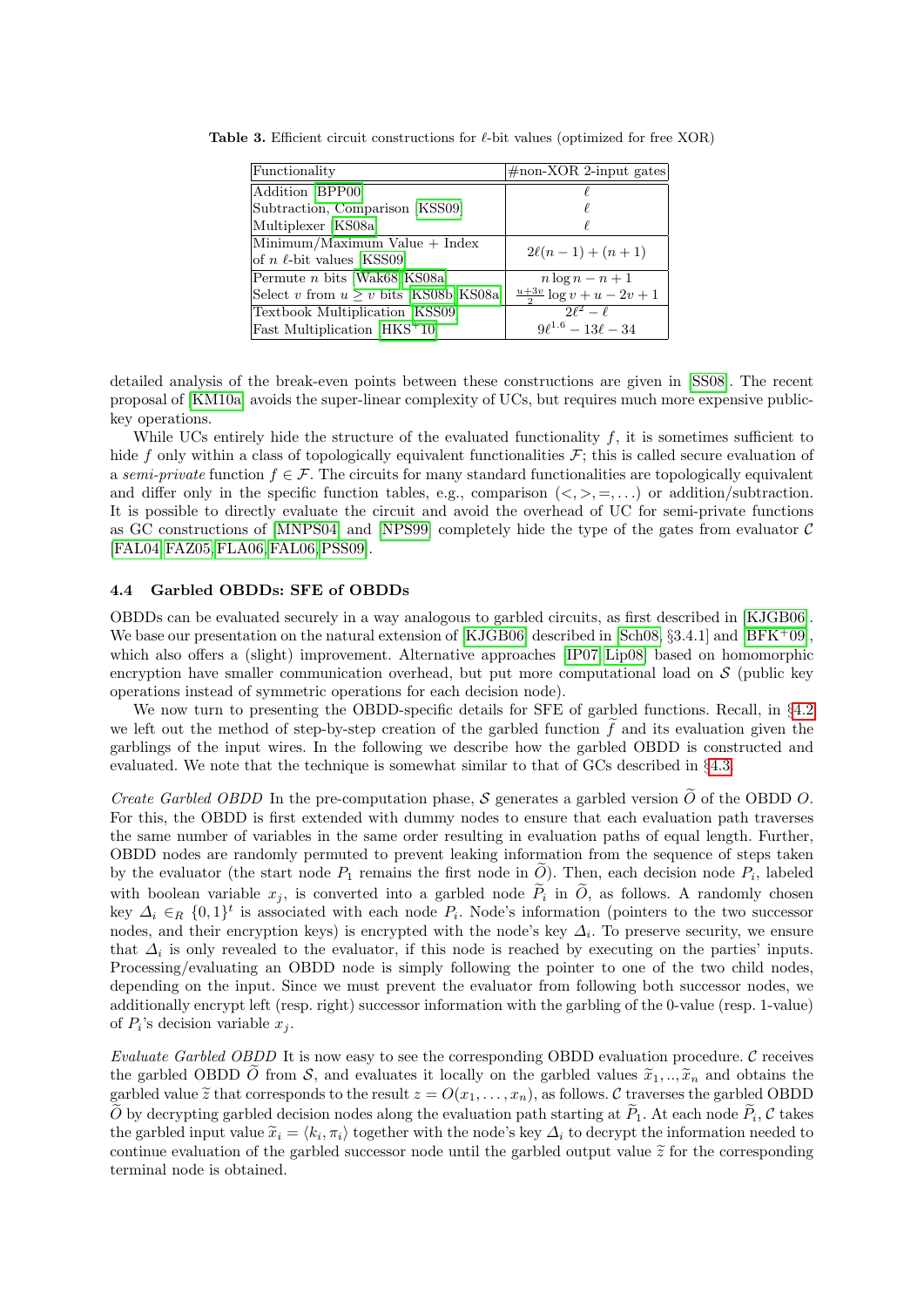**Table 3.** Efficient circuit constructions for $\ell$-bit values (optimized for free XOR)

| Functionality | #non-XOR 2-input gates |
|---|---|
| Addition [BPP00] | $\ell$ |
| Subtraction, Comparison [KSS09] | $\ell$ |
| Multiplexer [KS08a] | $\ell$ |
| Minimum/Maximum Value + Index of $n$ $\ell$-bit values [KSS09] | $2\ell(n-1)+(n+1)$ |
| Permute $n$ bits [Wak68, KS08a] | $n \log n - n + 1$ |
| Select $v$ from $u \geq v$ bits [KS08b, KS08a] | $\frac{u+3v}{2} \log v + u - 2v + 1$ |
| Textbook Multiplication [KSS09] | $2\ell^2 - \ell$ |
| Fast Multiplication [HKS+10] | $9\ell^{1.6} - 13\ell - 34$ |

detailed analysis of the break-even points between these constructions are given in [SS08]. The recent proposal of [KM10a] avoids the super-linear complexity of UCs, but requires much more expensive public-key operations.

While UCs entirely hide the structure of the evaluated functionality $f$, it is sometimes sufficient to hide $f$ only within a class of topologically equivalent functionalities $\mathcal{F}$; this is called secure evaluation of a *semi-private* function $f \in \mathcal{F}$. The circuits for many standard functionalities are topologically equivalent and differ only in the specific function tables, e.g., comparison $(<, >, =, \ldots)$ or addition/subtraction. It is possible to directly evaluate the circuit and avoid the overhead of UC for semi-private functions as GC constructions of [MNPS04] and [NPS99] completely hide the type of the gates from evaluator $\mathcal{C}$ [FAL04, FAZ05, FLA06, FAL06, PSS09].

### 4.4 Garbled OBDDs: SFE of OBDDs

OBDDs can be evaluated securely in a way analogous to garbled circuits, as first described in [KJGB06]. We base our presentation on the natural extension of [KJGB06] described in [Sch08, §3.4.1] and [BFK+09], which also offers a (slight) improvement. Alternative approaches [IP07, Lip08] based on homomorphic encryption have smaller communication overhead, but put more computational load on $\mathcal{S}$ (public key operations instead of symmetric operations for each decision node).

We now turn to presenting the OBDD-specific details for SFE of garbled functions. Recall, in §4.2 we left out the method of step-by-step creation of the garbled function $\widetilde{f}$ and its evaluation given the garblings of the input wires. In the following we describe how the garbled OBDD is constructed and evaluated. We note that the technique is somewhat similar to that of GCs described in §4.3.

*Create Garbled OBDD* In the pre-computation phase, $\mathcal{S}$ generates a garbled version $\widetilde{O}$ of the OBDD $O$. For this, the OBDD is first extended with dummy nodes to ensure that each evaluation path traverses the same number of variables in the same order resulting in evaluation paths of equal length. Further, OBDD nodes are randomly permuted to prevent leaking information from the sequence of steps taken by the evaluator (the start node $P_1$ remains the first node in $\widetilde{O}$). Then, each decision node $P_i$, labeled with boolean variable $x_j$, is converted into a garbled node $\widetilde{P}_i$ in $\widetilde{O}$, as follows. A randomly chosen key $\Delta_i \in_R \{0,1\}^t$ is associated with each node $P_i$. Node's information (pointers to the two successor nodes, and their encryption keys) is encrypted with the node's key $\Delta_i$. To preserve security, we ensure that $\Delta_i$ is only revealed to the evaluator, if this node is reached by executing on the parties' inputs. Processing/evaluating an OBDD node is simply following the pointer to one of the two child nodes, depending on the input. Since we must prevent the evaluator from following both successor nodes, we additionally encrypt left (resp. right) successor information with the garbling of the 0-value (resp. 1-value) of $P_i$'s decision variable $x_j$.

*Evaluate Garbled OBDD* It is now easy to see the corresponding OBDD evaluation procedure. $\mathcal{C}$ receives the garbled OBDD $\widetilde{O}$ from $\mathcal{S}$, and evaluates it locally on the garbled values $\widetilde{x}_1, .., \widetilde{x}_n$ and obtains the garbled value $\widetilde{z}$ that corresponds to the result $z = O(x_1, \ldots, x_n)$, as follows. $\mathcal{C}$ traverses the garbled OBDD $\widetilde{O}$ by decrypting garbled decision nodes along the evaluation path starting at $\widetilde{P}_1$. At each node $\widetilde{P}_i$, $\mathcal{C}$ takes the garbled input value $\widetilde{x}_i = \langle k_i, \pi_i \rangle$ together with the node's key $\Delta_i$ to decrypt the information needed to continue evaluation of the garbled successor node until the garbled output value $\widetilde{z}$ for the corresponding terminal node is obtained.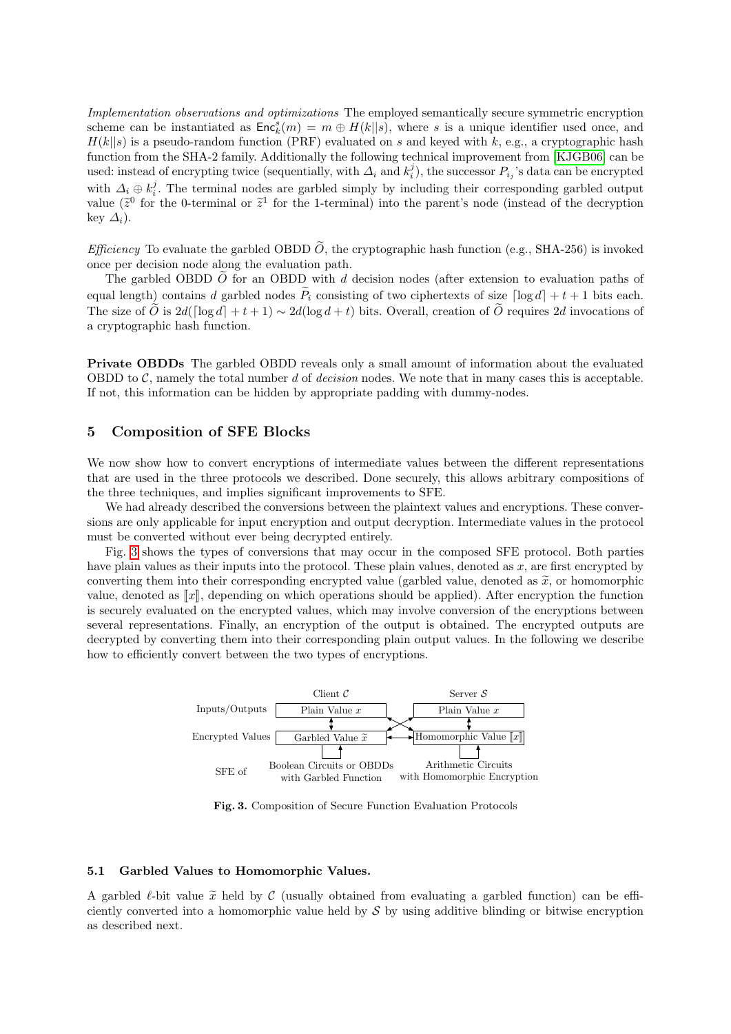*Implementation observations and optimizations* The employed semantically secure symmetric encryption scheme can be instantiated as $\mathsf{Enc}_k^s(m) = m \oplus H(k||s)$, where $s$ is a unique identifier used once, and $H(k||s)$ is a pseudo-random function (PRF) evaluated on $s$ and keyed with $k$, e.g., a cryptographic hash function from the SHA-2 family. Additionally the following technical improvement from [KJGB06] can be used: instead of encrypting twice (sequentially, with $\Delta_i$ and $k_i^j$), the successor $P_{i_j}$'s data can be encrypted with $\Delta_i \oplus k_i^j$. The terminal nodes are garbled simply by including their corresponding garbled output value ($\widetilde{z}^0$ for the 0-terminal or $\widetilde{z}^1$ for the 1-terminal) into the parent's node (instead of the decryption key $\Delta_i$).

*Efficiency* To evaluate the garbled OBDD $\widetilde{O}$, the cryptographic hash function (e.g., SHA-256) is invoked once per decision node along the evaluation path.

The garbled OBDD $\widetilde{O}$ for an OBDD with $d$ decision nodes (after extension to evaluation paths of equal length) contains $d$ garbled nodes $\widetilde{P}_i$ consisting of two ciphertexts of size $\lceil \log d \rceil + t + 1$ bits each. The size of $\widetilde{O}$ is $2d(\lceil \log d \rceil + t + 1) \sim 2d(\log d + t)$ bits. Overall, creation of $\widetilde{O}$ requires $2d$ invocations of a cryptographic hash function.

**Private OBDDs** The garbled OBDD reveals only a small amount of information about the evaluated OBDD to $\mathcal{C}$, namely the total number $d$ of *decision* nodes. We note that in many cases this is acceptable. If not, this information can be hidden by appropriate padding with dummy-nodes.

## 5 Composition of SFE Blocks

We now show how to convert encryptions of intermediate values between the different representations that are used in the three protocols we described. Done securely, this allows arbitrary compositions of the three techniques, and implies significant improvements to SFE.

We had already described the conversions between the plaintext values and encryptions. These conversions are only applicable for input encryption and output decryption. Intermediate values in the protocol must be converted without ever being decrypted entirely.

Fig. 3 shows the types of conversions that may occur in the composed SFE protocol. Both parties have plain values as their inputs into the protocol. These plain values, denoted as $x$, are first encrypted by converting them into their corresponding encrypted value (garbled value, denoted as $\widetilde{x}$, or homomorphic value, denoted as $[\![x]\!]$, depending on which operations should be applied). After encryption the function is securely evaluated on the encrypted values, which may involve conversion of the encryptions between several representations. Finally, an encryption of the output is obtained. The encrypted outputs are decrypted by converting them into their corresponding plain output values. In the following we describe how to efficiently convert between the two types of encryptions.

**Fig. 3.** Composition of Secure Function Evaluation Protocols

### 5.1 Garbled Values to Homomorphic Values.

A garbled $\ell$-bit value $\widetilde{x}$ held by $\mathcal{C}$ (usually obtained from evaluating a garbled function) can be efficiently converted into a homomorphic value held by $\mathcal{S}$ by using additive blinding or bitwise encryption as described next.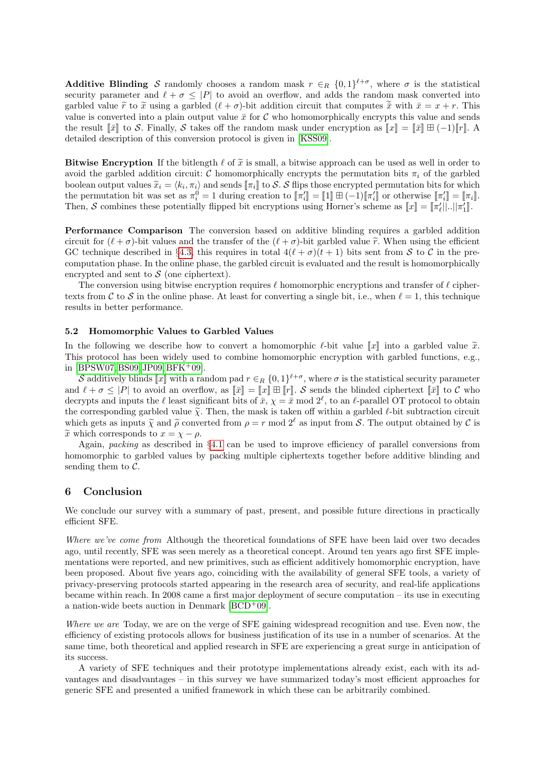**Additive Blinding** $\mathcal{S}$ randomly chooses a random mask $r \in_R \{0,1\}^{\ell+\sigma}$, where $\sigma$ is the statistical security parameter and $\ell + \sigma \leq |P|$ to avoid an overflow, and adds the random mask converted into garbled value $\widetilde{r}$ to $\widetilde{x}$ using a garbled $(\ell+\sigma)$-bit addition circuit that computes $\widetilde{\bar{x}}$ with $\bar{x} = x + r$. This value is converted into a plain output value $\bar{x}$ for $\mathcal{C}$ who homomorphically encrypts this value and sends the result $[\![\bar{x}]\!]$ to $\mathcal{S}$. Finally, $\mathcal{S}$ takes off the random mask under encryption as $[\![x]\!] = [\![\bar{x}]\!] \boxplus (-1)[\![r]\!]$. A detailed description of this conversion protocol is given in [KSS09].

**Bitwise Encryption** If the bitlength $\ell$ of $\widetilde{x}$ is small, a bitwise approach can be used as well in order to avoid the garbled addition circuit: $\mathcal{C}$ homomorphically encrypts the permutation bits $\pi_i$ of the garbled boolean output values $\widetilde{x}_i = \langle k_i, \pi_i \rangle$ and sends $[\![\pi_i]\!]$ to $\mathcal{S}$. $\mathcal{S}$ flips those encrypted permutation bits for which the permutation bit was set as $\pi_i^0 = 1$ during creation to $[\![\pi_i']\!] = [\![1]\!] \boxplus (-1)[\![\pi_i']\!]$ or otherwise $[\![\pi_i']\!] = [\![\pi_i]\!]$. Then, $\mathcal{S}$ combines these potentially flipped bit encryptions using Horner's scheme as $[\![x]\!] = [\![\pi_\ell'||..||\pi_1']\!]$.

**Performance Comparison** The conversion based on additive blinding requires a garbled addition circuit for $(\ell+\sigma)$-bit values and the transfer of the $(\ell+\sigma)$-bit garbled value $\widetilde{r}$. When using the efficient GC technique described in §4.3, this requires in total $4(\ell+\sigma)(t+1)$ bits sent from $\mathcal{S}$ to $\mathcal{C}$ in the precomputation phase. In the online phase, the garbled circuit is evaluated and the result is homomorphically encrypted and sent to $\mathcal{S}$ (one ciphertext).

The conversion using bitwise encryption requires $\ell$ homomorphic encryptions and transfer of $\ell$ ciphertexts from $\mathcal{C}$ to $\mathcal{S}$ in the online phase. At least for converting a single bit, i.e., when $\ell = 1$, this technique results in better performance.

### 5.2 Homomorphic Values to Garbled Values

In the following we describe how to convert a homomorphic $\ell$-bit value $[\![x]\!]$ into a garbled value $\widetilde{x}$. This protocol has been widely used to combine homomorphic encryption with garbled functions, e.g., in [BPSW07,BS09,JP09,BFK+09].

$\mathcal{S}$ additively blinds $[\![x]\!]$ with a random pad $r \in_R \{0,1\}^{\ell+\sigma}$, where $\sigma$ is the statistical security parameter and $\ell + \sigma \leq |P|$ to avoid an overflow, as $[\![\bar{x}]\!] = [\![x]\!] \boxplus [\![r]\!]$. $\mathcal{S}$ sends the blinded ciphertext $[\![\bar{x}]\!]$ to $\mathcal{C}$ who decrypts and inputs the $\ell$ least significant bits of $\bar{x}$, $\chi = \bar{x} \bmod 2^\ell$, to an $\ell$-parallel OT protocol to obtain the corresponding garbled value $\widetilde{\chi}$. Then, the mask is taken off within a garbled $\ell$-bit subtraction circuit which gets as inputs $\widetilde{\chi}$ and $\widetilde{\rho}$ converted from $\rho = r \bmod 2^\ell$ as input from $\mathcal{S}$. The output obtained by $\mathcal{C}$ is $\widetilde{x}$ which corresponds to $x = \chi - \rho$.

Again, *packing* as described in §4.1 can be used to improve efficiency of parallel conversions from homomorphic to garbled values by packing multiple ciphertexts together before additive blinding and sending them to $\mathcal{C}$.

## 6 Conclusion

We conclude our survey with a summary of past, present, and possible future directions in practically efficient SFE.

*Where we've come from* Although the theoretical foundations of SFE have been laid over two decades ago, until recently, SFE was seen merely as a theoretical concept. Around ten years ago first SFE implementations were reported, and new primitives, such as efficient additively homomorphic encryption, have been proposed. About five years ago, coinciding with the availability of general SFE tools, a variety of privacy-preserving protocols started appearing in the research area of security, and real-life applications became within reach. In 2008 came a first major deployment of secure computation – its use in executing a nation-wide beets auction in Denmark [BCD+09].

*Where we are* Today, we are on the verge of SFE gaining widespread recognition and use. Even now, the efficiency of existing protocols allows for business justification of its use in a number of scenarios. At the same time, both theoretical and applied research in SFE are experiencing a great surge in anticipation of its success.

A variety of SFE techniques and their prototype implementations already exist, each with its advantages and disadvantages – in this survey we have summarized today's most efficient approaches for generic SFE and presented a unified framework in which these can be arbitrarily combined.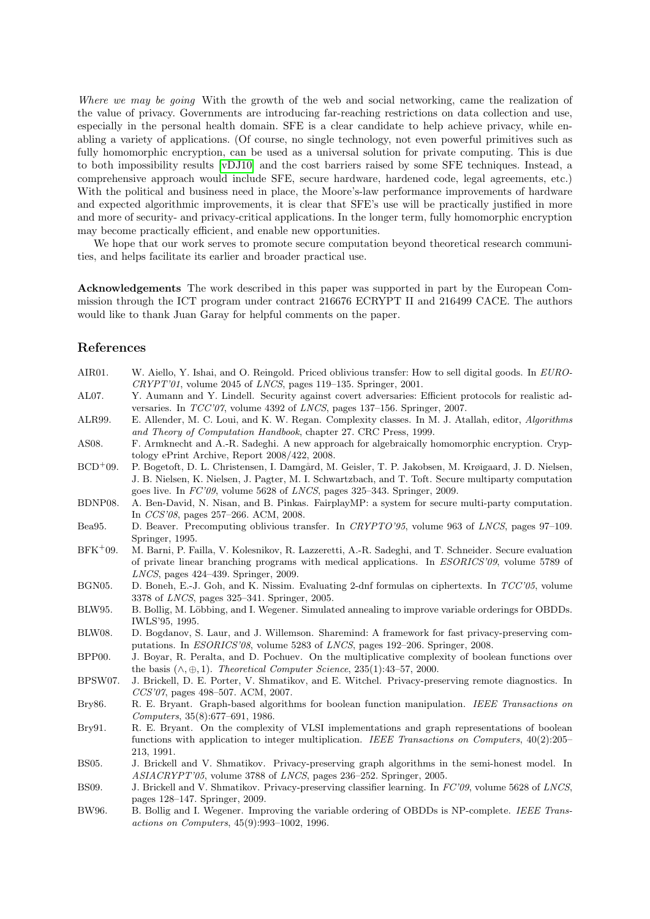*Where we may be going* With the growth of the web and social networking, came the realization of the value of privacy. Governments are introducing far-reaching restrictions on data collection and use, especially in the personal health domain. SFE is a clear candidate to help achieve privacy, while enabling a variety of applications. (Of course, no single technology, not even powerful primitives such as fully homomorphic encryption, can be used as a universal solution for private computing. This is due to both impossibility results [vDJ10] and the cost barriers raised by some SFE techniques. Instead, a comprehensive approach would include SFE, secure hardware, hardened code, legal agreements, etc.) With the political and business need in place, the Moore's-law performance improvements of hardware and expected algorithmic improvements, it is clear that SFE's use will be practically justified in more and more of security- and privacy-critical applications. In the longer term, fully homomorphic encryption may become practically efficient, and enable new opportunities.

We hope that our work serves to promote secure computation beyond theoretical research communities, and helps facilitate its earlier and broader practical use.

**Acknowledgements** The work described in this paper was supported in part by the European Commission through the ICT program under contract 216676 ECRYPT II and 216499 CACE. The authors would like to thank Juan Garay for helpful comments on the paper.

## References

AIR01. W. Aiello, Y. Ishai, and O. Reingold. Priced oblivious transfer: How to sell digital goods. In *EUROCRYPT'01*, volume 2045 of *LNCS*, pages 119–135. Springer, 2001.

AL07. Y. Aumann and Y. Lindell. Security against covert adversaries: Efficient protocols for realistic adversaries. In *TCC'07*, volume 4392 of *LNCS*, pages 137–156. Springer, 2007.

ALR99. E. Allender, M. C. Loui, and K. W. Regan. Complexity classes. In M. J. Atallah, editor, *Algorithms and Theory of Computation Handbook*, chapter 27. CRC Press, 1999.

AS08. F. Armknecht and A.-R. Sadeghi. A new approach for algebraically homomorphic encryption. Cryptology ePrint Archive, Report 2008/422, 2008.

BCD+09. P. Bogetoft, D. L. Christensen, I. Damgård, M. Geisler, T. P. Jakobsen, M. Krøigaard, J. D. Nielsen, J. B. Nielsen, K. Nielsen, J. Pagter, M. I. Schwartzbach, and T. Toft. Secure multiparty computation goes live. In *FC'09*, volume 5628 of *LNCS*, pages 325–343. Springer, 2009.

BDNP08. A. Ben-David, N. Nisan, and B. Pinkas. FairplayMP: a system for secure multi-party computation. In *CCS'08*, pages 257–266. ACM, 2008.

Bea95. D. Beaver. Precomputing oblivious transfer. In *CRYPTO'95*, volume 963 of *LNCS*, pages 97–109. Springer, 1995.

BFK+09. M. Barni, P. Failla, V. Kolesnikov, R. Lazzeretti, A.-R. Sadeghi, and T. Schneider. Secure evaluation of private linear branching programs with medical applications. In *ESORICS'09*, volume 5789 of *LNCS*, pages 424–439. Springer, 2009.

BGN05. D. Boneh, E.-J. Goh, and K. Nissim. Evaluating 2-dnf formulas on ciphertexts. In *TCC'05*, volume 3378 of *LNCS*, pages 325–341. Springer, 2005.

BLW95. B. Bollig, M. Löbbing, and I. Wegener. Simulated annealing to improve variable orderings for OBDDs. IWLS'95, 1995.

BLW08. D. Bogdanov, S. Laur, and J. Willemson. Sharemind: A framework for fast privacy-preserving computations. In *ESORICS'08*, volume 5283 of *LNCS*, pages 192–206. Springer, 2008.

BPP00. J. Boyar, R. Peralta, and D. Pochuev. On the multiplicative complexity of boolean functions over the basis $(\wedge, \oplus, 1)$. *Theoretical Computer Science*, 235(1):43–57, 2000.

BPSW07. J. Brickell, D. E. Porter, V. Shmatikov, and E. Witchel. Privacy-preserving remote diagnostics. In *CCS'07*, pages 498–507. ACM, 2007.

Bry86. R. E. Bryant. Graph-based algorithms for boolean function manipulation. *IEEE Transactions on Computers*, 35(8):677–691, 1986.

Bry91. R. E. Bryant. On the complexity of VLSI implementations and graph representations of boolean functions with application to integer multiplication. *IEEE Transactions on Computers*, 40(2):205–213, 1991.

BS05. J. Brickell and V. Shmatikov. Privacy-preserving graph algorithms in the semi-honest model. In *ASIACRYPT'05*, volume 3788 of *LNCS*, pages 236–252. Springer, 2005.

BS09. J. Brickell and V. Shmatikov. Privacy-preserving classifier learning. In *FC'09*, volume 5628 of *LNCS*, pages 128–147. Springer, 2009.

BW96. B. Bollig and I. Wegener. Improving the variable ordering of OBDDs is NP-complete. *IEEE Transactions on Computers*, 45(9):993–1002, 1996.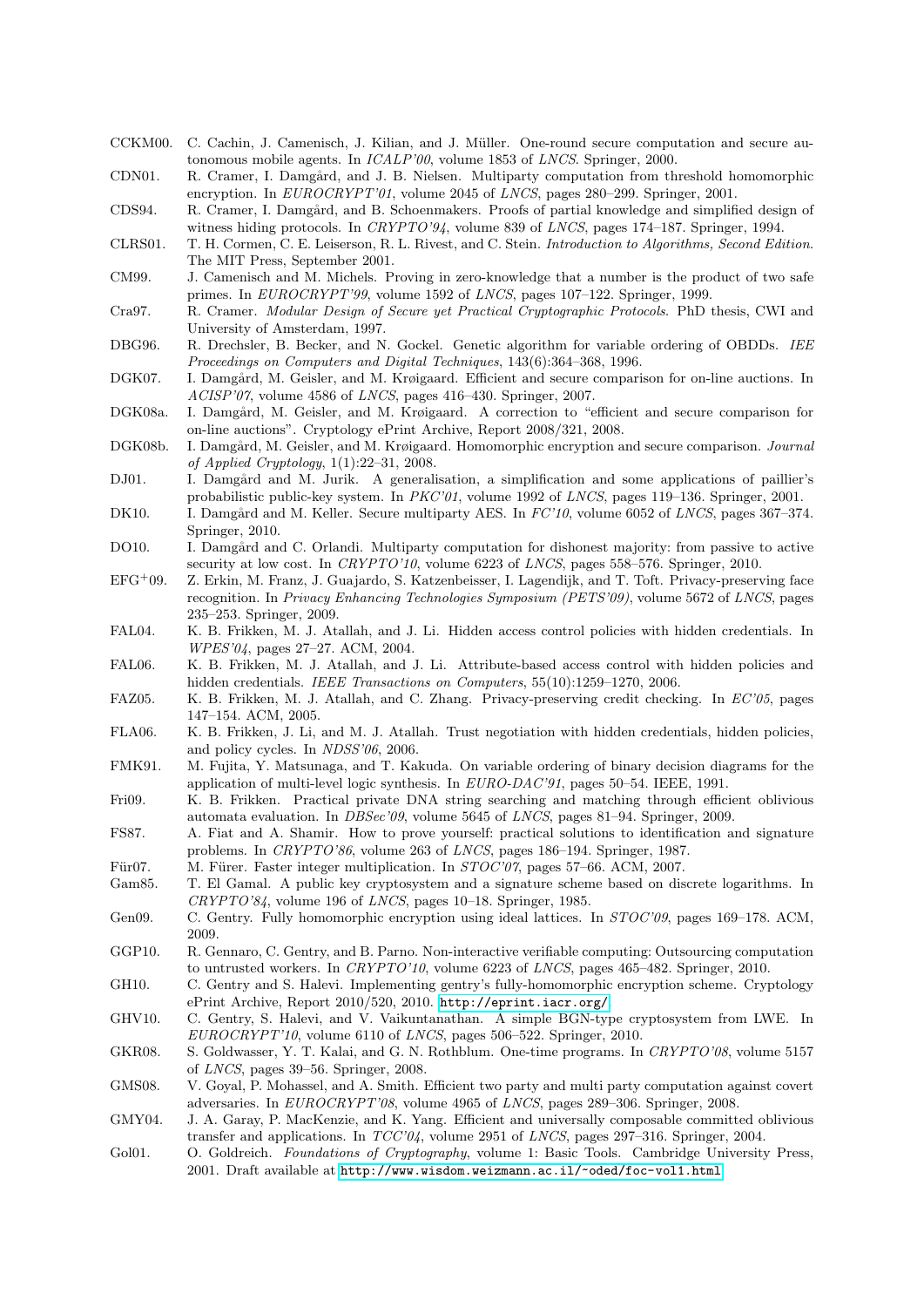CCKM00. C. Cachin, J. Camenisch, J. Kilian, and J. Müller. One-round secure computation and secure autonomous mobile agents. In *ICALP'00*, volume 1853 of *LNCS*. Springer, 2000.

CDN01. R. Cramer, I. Damgård, and J. B. Nielsen. Multiparty computation from threshold homomorphic encryption. In *EUROCRYPT'01*, volume 2045 of *LNCS*, pages 280–299. Springer, 2001.

CDS94. R. Cramer, I. Damgård, and B. Schoenmakers. Proofs of partial knowledge and simplified design of witness hiding protocols. In *CRYPTO'94*, volume 839 of *LNCS*, pages 174–187. Springer, 1994.

CLRS01. T. H. Cormen, C. E. Leiserson, R. L. Rivest, and C. Stein. *Introduction to Algorithms, Second Edition*. The MIT Press, September 2001.

CM99. J. Camenisch and M. Michels. Proving in zero-knowledge that a number is the product of two safe primes. In *EUROCRYPT'99*, volume 1592 of *LNCS*, pages 107–122. Springer, 1999.

Cra97. R. Cramer. *Modular Design of Secure yet Practical Cryptographic Protocols*. PhD thesis, CWI and University of Amsterdam, 1997.

DBG96. R. Drechsler, B. Becker, and N. Gockel. Genetic algorithm for variable ordering of OBDDs. *IEE Proceedings on Computers and Digital Techniques*, 143(6):364–368, 1996.

DGK07. I. Damgård, M. Geisler, and M. Krøigaard. Efficient and secure comparison for on-line auctions. In *ACISP'07*, volume 4586 of *LNCS*, pages 416–430. Springer, 2007.

DGK08a. I. Damgård, M. Geisler, and M. Krøigaard. A correction to "efficient and secure comparison for on-line auctions". Cryptology ePrint Archive, Report 2008/321, 2008.

DGK08b. I. Damgård, M. Geisler, and M. Krøigaard. Homomorphic encryption and secure comparison. *Journal of Applied Cryptology*, 1(1):22–31, 2008.

DJ01. I. Damgård and M. Jurik. A generalisation, a simplification and some applications of paillier's probabilistic public-key system. In *PKC'01*, volume 1992 of *LNCS*, pages 119–136. Springer, 2001.

DK10. I. Damgård and M. Keller. Secure multiparty AES. In *FC'10*, volume 6052 of *LNCS*, pages 367–374. Springer, 2010.

DO10. I. Damgård and C. Orlandi. Multiparty computation for dishonest majority: from passive to active security at low cost. In *CRYPTO'10*, volume 6223 of *LNCS*, pages 558–576. Springer, 2010.

EFG+09. Z. Erkin, M. Franz, J. Guajardo, S. Katzenbeisser, I. Lagendijk, and T. Toft. Privacy-preserving face recognition. In *Privacy Enhancing Technologies Symposium (PETS'09)*, volume 5672 of *LNCS*, pages 235–253. Springer, 2009.

FAL04. K. B. Frikken, M. J. Atallah, and J. Li. Hidden access control policies with hidden credentials. In *WPES'04*, pages 27–27. ACM, 2004.

FAL06. K. B. Frikken, M. J. Atallah, and J. Li. Attribute-based access control with hidden policies and hidden credentials. *IEEE Transactions on Computers*, 55(10):1259–1270, 2006.

FAZ05. K. B. Frikken, M. J. Atallah, and C. Zhang. Privacy-preserving credit checking. In *EC'05*, pages 147–154. ACM, 2005.

FLA06. K. B. Frikken, J. Li, and M. J. Atallah. Trust negotiation with hidden credentials, hidden policies, and policy cycles. In *NDSS'06*, 2006.

FMK91. M. Fujita, Y. Matsunaga, and T. Kakuda. On variable ordering of binary decision diagrams for the application of multi-level logic synthesis. In *EURO-DAC'91*, pages 50–54. IEEE, 1991.

Fri09. K. B. Frikken. Practical private DNA string searching and matching through efficient oblivious automata evaluation. In *DBSec'09*, volume 5645 of *LNCS*, pages 81–94. Springer, 2009.

FS87. A. Fiat and A. Shamir. How to prove yourself: practical solutions to identification and signature problems. In *CRYPTO'86*, volume 263 of *LNCS*, pages 186–194. Springer, 1987.

Für07. M. Fürer. Faster integer multiplication. In *STOC'07*, pages 57–66. ACM, 2007.

Gam85. T. El Gamal. A public key cryptosystem and a signature scheme based on discrete logarithms. In *CRYPTO'84*, volume 196 of *LNCS*, pages 10–18. Springer, 1985.

Gen09. C. Gentry. Fully homomorphic encryption using ideal lattices. In *STOC'09*, pages 169–178. ACM, 2009.

GGP10. R. Gennaro, C. Gentry, and B. Parno. Non-interactive verifiable computing: Outsourcing computation to untrusted workers. In *CRYPTO'10*, volume 6223 of *LNCS*, pages 465–482. Springer, 2010.

GH10. C. Gentry and S. Halevi. Implementing gentry's fully-homomorphic encryption scheme. Cryptology ePrint Archive, Report 2010/520, 2010. http://eprint.iacr.org/.

GHV10. C. Gentry, S. Halevi, and V. Vaikuntanathan. A simple BGN-type cryptosystem from LWE. In *EUROCRYPT'10*, volume 6110 of *LNCS*, pages 506–522. Springer, 2010.

GKR08. S. Goldwasser, Y. T. Kalai, and G. N. Rothblum. One-time programs. In *CRYPTO'08*, volume 5157 of *LNCS*, pages 39–56. Springer, 2008.

GMS08. V. Goyal, P. Mohassel, and A. Smith. Efficient two party and multi party computation against covert adversaries. In *EUROCRYPT'08*, volume 4965 of *LNCS*, pages 289–306. Springer, 2008.

GMY04. J. A. Garay, P. MacKenzie, and K. Yang. Efficient and universally composable committed oblivious transfer and applications. In *TCC'04*, volume 2951 of *LNCS*, pages 297–316. Springer, 2004.

Gol01. O. Goldreich. *Foundations of Cryptography*, volume 1: Basic Tools. Cambridge University Press, 2001. Draft available at http://www.wisdom.weizmann.ac.il/~oded/foc-vol1.html.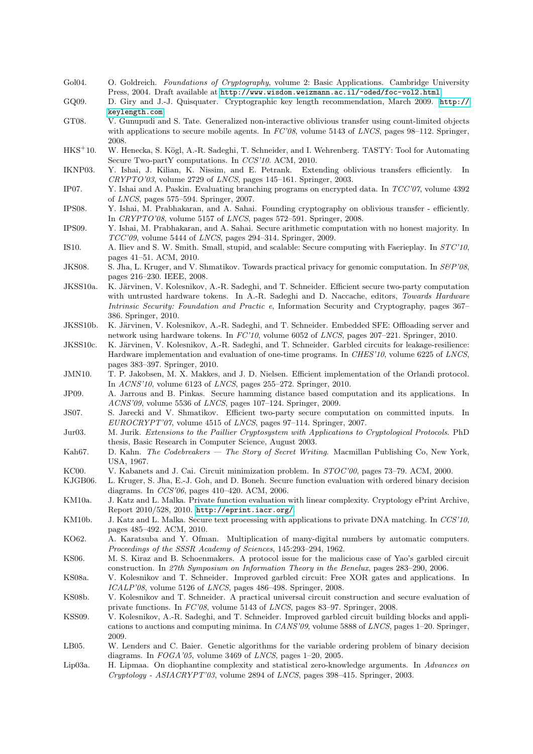Gol04. O. Goldreich. *Foundations of Cryptography*, volume 2: Basic Applications. Cambridge University Press, 2004. Draft available at http://www.wisdom.weizmann.ac.il/~oded/foc-vol2.html.

GQ09. D. Giry and J.-J. Quisquater. Cryptographic key length recommendation, March 2009. http://keylength.com.

GT08. V. Gunupudi and S. Tate. Generalized non-interactive oblivious transfer using count-limited objects with applications to secure mobile agents. In *FC'08*, volume 5143 of *LNCS*, pages 98–112. Springer, 2008.

HKS+10. W. Henecka, S. Kögl, A.-R. Sadeghi, T. Schneider, and I. Wehrenberg. TASTY: Tool for Automating Secure Two-partY computations. In *CCS'10*. ACM, 2010.

IKNP03. Y. Ishai, J. Kilian, K. Nissim, and E. Petrank. Extending oblivious transfers efficiently. In *CRYPTO'03*, volume 2729 of *LNCS*, pages 145–161. Springer, 2003.

IP07. Y. Ishai and A. Paskin. Evaluating branching programs on encrypted data. In *TCC'07*, volume 4392 of *LNCS*, pages 575–594. Springer, 2007.

IPS08. Y. Ishai, M. Prabhakaran, and A. Sahai. Founding cryptography on oblivious transfer - efficiently. In *CRYPTO'08*, volume 5157 of *LNCS*, pages 572–591. Springer, 2008.

IPS09. Y. Ishai, M. Prabhakaran, and A. Sahai. Secure arithmetic computation with no honest majority. In *TCC'09*, volume 5444 of *LNCS*, pages 294–314. Springer, 2009.

IS10. A. Iliev and S. W. Smith. Small, stupid, and scalable: Secure computing with Faerieplay. In *STC'10*, pages 41–51. ACM, 2010.

JKS08. S. Jha, L. Kruger, and V. Shmatikov. Towards practical privacy for genomic computation. In *S&P'08*, pages 216–230. IEEE, 2008.

JKSS10a. K. Järvinen, V. Kolesnikov, A.-R. Sadeghi, and T. Schneider. Efficient secure two-party computation with untrusted hardware tokens. In A.-R. Sadeghi and D. Naccache, editors, *Towards Hardware Intrinsic Security: Foundation and Practic e*, Information Security and Cryptography, pages 367–386. Springer, 2010.

JKSS10b. K. Järvinen, V. Kolesnikov, A.-R. Sadeghi, and T. Schneider. Embedded SFE: Offloading server and network using hardware tokens. In *FC'10*, volume 6052 of *LNCS*, pages 207–221. Springer, 2010.

JKSS10c. K. Järvinen, V. Kolesnikov, A.-R. Sadeghi, and T. Schneider. Garbled circuits for leakage-resilience: Hardware implementation and evaluation of one-time programs. In *CHES'10*, volume 6225 of *LNCS*, pages 383–397. Springer, 2010.

JMN10. T. P. Jakobsen, M. X. Makkes, and J. D. Nielsen. Efficient implementation of the Orlandi protocol. In *ACNS'10*, volume 6123 of *LNCS*, pages 255–272. Springer, 2010.

JP09. A. Jarrous and B. Pinkas. Secure hamming distance based computation and its applications. In *ACNS'09*, volume 5536 of *LNCS*, pages 107–124. Springer, 2009.

JS07. S. Jarecki and V. Shmatikov. Efficient two-party secure computation on committed inputs. In *EUROCRYPT'07*, volume 4515 of *LNCS*, pages 97–114. Springer, 2007.

Jur03. M. Jurik. *Extensions to the Paillier Cryptosystem with Applications to Cryptological Protocols*. PhD thesis, Basic Research in Computer Science, August 2003.

Kah67. D. Kahn. *The Codebreakers — The Story of Secret Writing*. Macmillan Publishing Co, New York, USA, 1967.

KC00. V. Kabanets and J. Cai. Circuit minimization problem. In *STOC'00*, pages 73–79. ACM, 2000.

KJGB06. L. Kruger, S. Jha, E.-J. Goh, and D. Boneh. Secure function evaluation with ordered binary decision diagrams. In *CCS'06*, pages 410–420. ACM, 2006.

KM10a. J. Katz and L. Malka. Private function evaluation with linear complexity. Cryptology ePrint Archive, Report 2010/528, 2010. http://eprint.iacr.org/.

KM10b. J. Katz and L. Malka. Secure text processing with applications to private DNA matching. In *CCS'10*, pages 485–492. ACM, 2010.

KO62. A. Karatsuba and Y. Ofman. Multiplication of many-digital numbers by automatic computers. *Proceedings of the SSSR Academy of Sciences*, 145:293–294, 1962.

KS06. M. S. Kiraz and B. Schoenmakers. A protocol issue for the malicious case of Yao's garbled circuit construction. In *27th Symposium on Information Theory in the Benelux*, pages 283–290, 2006.

KS08a. V. Kolesnikov and T. Schneider. Improved garbled circuit: Free XOR gates and applications. In *ICALP'08*, volume 5126 of *LNCS*, pages 486–498. Springer, 2008.

KS08b. V. Kolesnikov and T. Schneider. A practical universal circuit construction and secure evaluation of private functions. In *FC'08*, volume 5143 of *LNCS*, pages 83–97. Springer, 2008.

KSS09. V. Kolesnikov, A.-R. Sadeghi, and T. Schneider. Improved garbled circuit building blocks and applications to auctions and computing minima. In *CANS'09*, volume 5888 of *LNCS*, pages 1–20. Springer, 2009.

LB05. W. Lenders and C. Baier. Genetic algorithms for the variable ordering problem of binary decision diagrams. In *FOGA'05*, volume 3469 of *LNCS*, pages 1–20, 2005.

Lip03a. H. Lipmaa. On diophantine complexity and statistical zero-knowledge arguments. In *Advances on Cryptology - ASIACRYPT'03*, volume 2894 of *LNCS*, pages 398–415. Springer, 2003.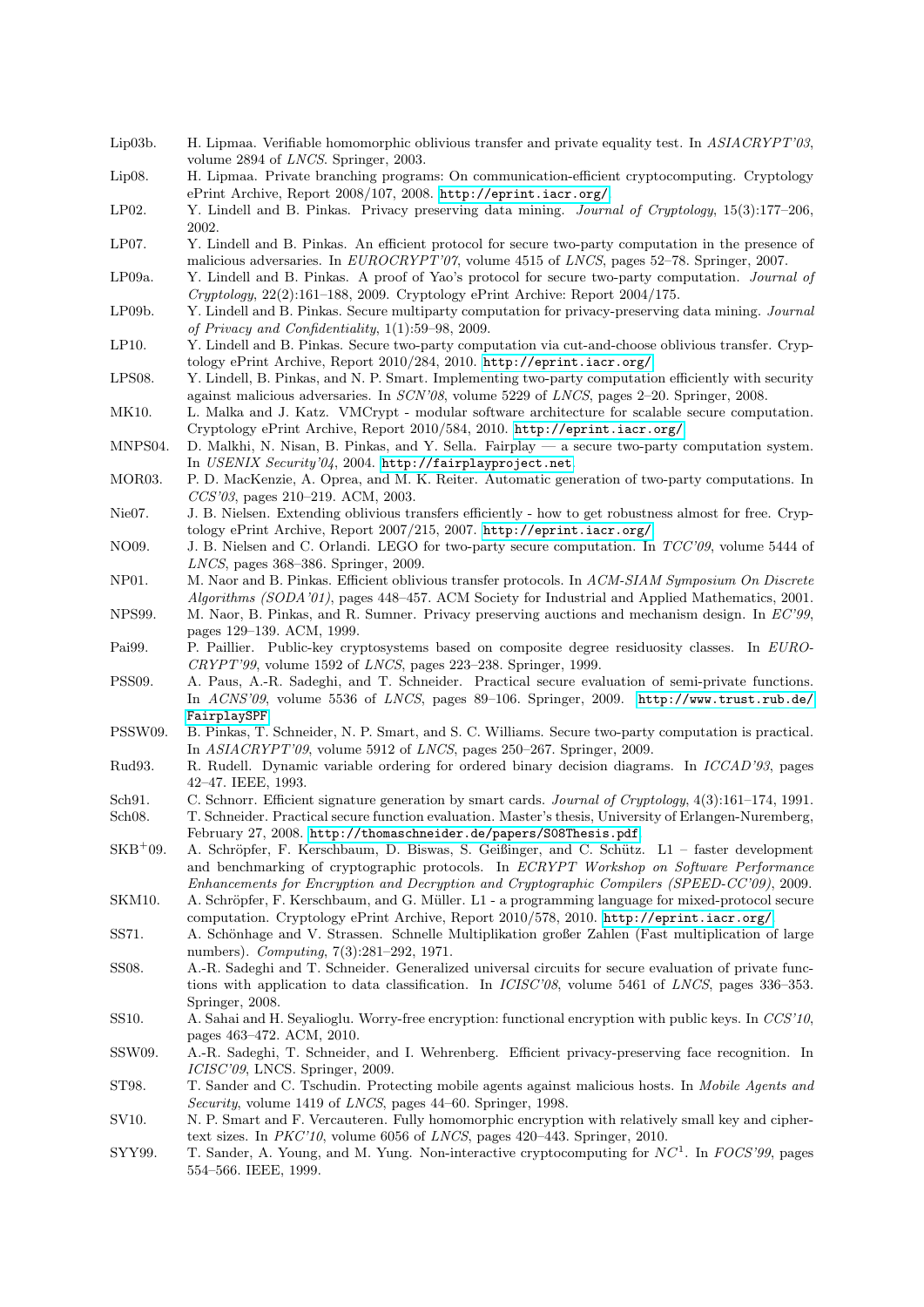- Lip03b. H. Lipmaa. Verifiable homomorphic oblivious transfer and private equality test. In *ASIACRYPT'03*, volume 2894 of *LNCS*. Springer, 2003.
- Lip08. H. Lipmaa. Private branching programs: On communication-efficient cryptocomputing. Cryptology ePrint Archive, Report 2008/107, 2008. http://eprint.iacr.org/
- LP02. Y. Lindell and B. Pinkas. Privacy preserving data mining. *Journal of Cryptology*, 15(3):177–206, 2002.
- LP07. Y. Lindell and B. Pinkas. An efficient protocol for secure two-party computation in the presence of malicious adversaries. In *EUROCRYPT'07*, volume 4515 of *LNCS*, pages 52–78. Springer, 2007.
- LP09a. Y. Lindell and B. Pinkas. A proof of Yao's protocol for secure two-party computation. *Journal of Cryptology*, 22(2):161–188, 2009. Cryptology ePrint Archive: Report 2004/175.
- LP09b. Y. Lindell and B. Pinkas. Secure multiparty computation for privacy-preserving data mining. *Journal of Privacy and Confidentiality*, 1(1):59–98, 2009.
- LP10. Y. Lindell and B. Pinkas. Secure two-party computation via cut-and-choose oblivious transfer. Cryptology ePrint Archive, Report 2010/284, 2010. http://eprint.iacr.org/
- LPS08. Y. Lindell, B. Pinkas, and N. P. Smart. Implementing two-party computation efficiently with security against malicious adversaries. In *SCN'08*, volume 5229 of *LNCS*, pages 2–20. Springer, 2008.
- MK10. L. Malka and J. Katz. VMCrypt - modular software architecture for scalable secure computation. Cryptology ePrint Archive, Report 2010/584, 2010. http://eprint.iacr.org/
- MNPS04. D. Malkhi, N. Nisan, B. Pinkas, and Y. Sella. Fairplay — a secure two-party computation system. In *USENIX Security'04*, 2004. http://fairplayproject.net
- MOR03. P. D. MacKenzie, A. Oprea, and M. K. Reiter. Automatic generation of two-party computations. In *CCS'03*, pages 210–219. ACM, 2003.
- Nie07. J. B. Nielsen. Extending oblivious transfers efficiently - how to get robustness almost for free. Cryptology ePrint Archive, Report 2007/215, 2007. http://eprint.iacr.org/
- NO09. J. B. Nielsen and C. Orlandi. LEGO for two-party secure computation. In *TCC'09*, volume 5444 of *LNCS*, pages 368–386. Springer, 2009.
- NP01. M. Naor and B. Pinkas. Efficient oblivious transfer protocols. In *ACM-SIAM Symposium On Discrete Algorithms (SODA'01)*, pages 448–457. ACM Society for Industrial and Applied Mathematics, 2001.
- NPS99. M. Naor, B. Pinkas, and R. Sumner. Privacy preserving auctions and mechanism design. In *EC'99*, pages 129–139. ACM, 1999.
- Pai99. P. Paillier. Public-key cryptosystems based on composite degree residuosity classes. In *EUROCRYPT'99*, volume 1592 of *LNCS*, pages 223–238. Springer, 1999.
- PSS09. A. Paus, A.-R. Sadeghi, and T. Schneider. Practical secure evaluation of semi-private functions. In *ACNS'09*, volume 5536 of *LNCS*, pages 89–106. Springer, 2009. http://www.trust.rub.de/FairplaySPF
- PSSW09. B. Pinkas, T. Schneider, N. P. Smart, and S. C. Williams. Secure two-party computation is practical. In *ASIACRYPT'09*, volume 5912 of *LNCS*, pages 250–267. Springer, 2009.
- Rud93. R. Rudell. Dynamic variable ordering for ordered binary decision diagrams. In *ICCAD'93*, pages 42–47. IEEE, 1993.
- Sch91. C. Schnorr. Efficient signature generation by smart cards. *Journal of Cryptology*, 4(3):161–174, 1991.
- Sch08. T. Schneider. Practical secure function evaluation. Master's thesis, University of Erlangen-Nuremberg, February 27, 2008. http://thomaschneider.de/papers/S08Thesis.pdf
- SKB+09. A. Schröpfer, F. Kerschbaum, D. Biswas, S. Geißinger, and C. Schütz. L1 – faster development and benchmarking of cryptographic protocols. In *ECRYPT Workshop on Software Performance Enhancements for Encryption and Decryption and Cryptographic Compilers (SPEED-CC'09)*, 2009.
- SKM10. A. Schröpfer, F. Kerschbaum, and G. Müller. L1 - a programming language for mixed-protocol secure computation. Cryptology ePrint Archive, Report 2010/578, 2010. http://eprint.iacr.org/
- SS71. A. Schönhage and V. Strassen. Schnelle Multiplikation großer Zahlen (Fast multiplication of large numbers). *Computing*, 7(3):281–292, 1971.
- SS08. A.-R. Sadeghi and T. Schneider. Generalized universal circuits for secure evaluation of private functions with application to data classification. In *ICISC'08*, volume 5461 of *LNCS*, pages 336–353. Springer, 2008.
- SS10. A. Sahai and H. Seyalioglu. Worry-free encryption: functional encryption with public keys. In *CCS'10*, pages 463–472. ACM, 2010.
- SSW09. A.-R. Sadeghi, T. Schneider, and I. Wehrenberg. Efficient privacy-preserving face recognition. In *ICISC'09*, LNCS. Springer, 2009.
- ST98. T. Sander and C. Tschudin. Protecting mobile agents against malicious hosts. In *Mobile Agents and Security*, volume 1419 of *LNCS*, pages 44–60. Springer, 1998.
- SV10. N. P. Smart and F. Vercauteren. Fully homomorphic encryption with relatively small key and ciphertext sizes. In *PKC'10*, volume 6056 of *LNCS*, pages 420–443. Springer, 2010.
- SYY99. T. Sander, A. Young, and M. Yung. Non-interactive cryptocomputing for $NC^1$. In *FOCS'99*, pages 554–566. IEEE, 1999.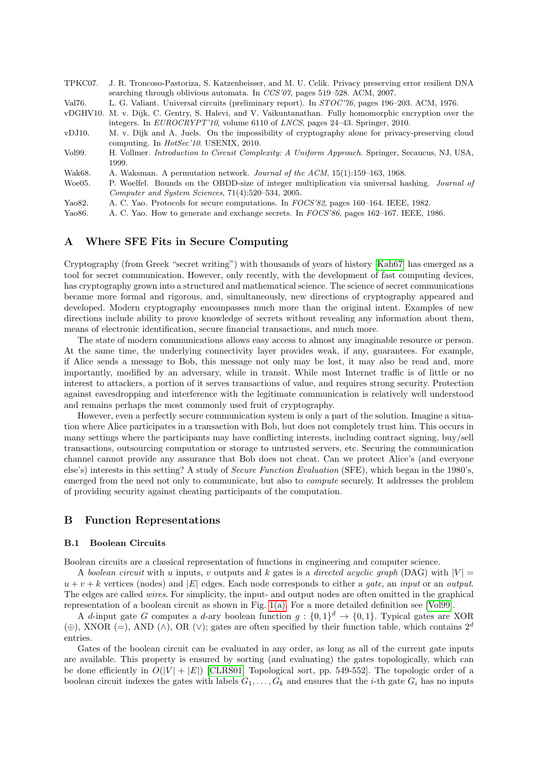TPKC07. J. R. Troncoso-Pastoriza, S. Katzenbeisser, and M. U. Celik. Privacy preserving error resilient DNA searching through oblivious automata. In *CCS'07*, pages 519–528. ACM, 2007.

Val76. L. G. Valiant. Universal circuits (preliminary report). In *STOC'76*, pages 196–203. ACM, 1976.

vDGHV10. M. v. Dijk, C. Gentry, S. Halevi, and V. Vaikuntanathan. Fully homomorphic encryption over the integers. In *EUROCRYPT'10*, volume 6110 of *LNCS*, pages 24–43. Springer, 2010.

vDJ10. M. v. Dijk and A. Juels. On the impossibility of cryptography alone for privacy-preserving cloud computing. In *HotSec'10*. USENIX, 2010.

Vol99. H. Vollmer. *Introduction to Circuit Complexity: A Uniform Approach*. Springer, Secaucus, NJ, USA, 1999.

Wak68. A. Waksman. A permutation network. *Journal of the ACM*, 15(1):159–163, 1968.

Woe05. P. Woelfel. Bounds on the OBDD-size of integer multiplication via universal hashing. *Journal of Computer and System Sciences*, 71(4):520–534, 2005.

Yao82. A. C. Yao. Protocols for secure computations. In *FOCS'82*, pages 160–164. IEEE, 1982.

Yao86. A. C. Yao. How to generate and exchange secrets. In *FOCS'86*, pages 162–167. IEEE, 1986.

# A Where SFE Fits in Secure Computing

Cryptography (from Greek "secret writing") with thousands of years of history [Kah67] has emerged as a tool for secret communication. However, only recently, with the development of fast computing devices, has cryptography grown into a structured and mathematical science. The science of secret communications became more formal and rigorous, and, simultaneously, new directions of cryptography appeared and developed. Modern cryptography encompasses much more than the original intent. Examples of new directions include ability to prove knowledge of secrets without revealing any information about them, means of electronic identification, secure financial transactions, and much more.

The state of modern communications allows easy access to almost any imaginable resource or person. At the same time, the underlying connectivity layer provides weak, if any, guarantees. For example, if Alice sends a message to Bob, this message not only may be lost, it may also be read and, more importantly, modified by an adversary, while in transit. While most Internet traffic is of little or no interest to attackers, a portion of it serves transactions of value, and requires strong security. Protection against eavesdropping and interference with the legitimate communication is relatively well understood and remains perhaps the most commonly used fruit of cryptography.

However, even a perfectly secure communication system is only a part of the solution. Imagine a situation where Alice participates in a transaction with Bob, but does not completely trust him. This occurs in many settings where the participants may have conflicting interests, including contract signing, buy/sell transactions, outsourcing computation or storage to untrusted servers, etc. Securing the communication channel cannot provide any assurance that Bob does not cheat. Can we protect Alice's (and everyone else's) interests in this setting? A study of *Secure Function Evaluation* (SFE), which began in the 1980's, emerged from the need not only to communicate, but also to *compute* securely. It addresses the problem of providing security against cheating participants of the computation.

# B Function Representations

## B.1 Boolean Circuits

Boolean circuits are a classical representation of functions in engineering and computer science.

A *boolean circuit* with $u$ inputs, $v$ outputs and $k$ gates is a *directed acyclic graph* (DAG) with $|V| = u + v + k$ vertices (nodes) and $|E|$ edges. Each node corresponds to either a *gate*, an *input* or an *output*. The edges are called *wires*. For simplicity, the input- and output nodes are often omitted in the graphical representation of a boolean circuit as shown in Fig. 1(a). For a more detailed definition see [Vol99].

A $d$-input gate $G$ computes a $d$-ary boolean function $g : \{0, 1\}^d \rightarrow \{0, 1\}$. Typical gates are XOR ($\oplus$), XNOR ($=$), AND ($\wedge$), OR ($\vee$); gates are often specified by their function table, which contains $2^d$ entries.

Gates of the boolean circuit can be evaluated in any order, as long as all of the current gate inputs are available. This property is ensured by sorting (and evaluating) the gates topologically, which can be done efficiently in $O(|V| + |E|)$ [CLRS01, Topological sort, pp. 549-552]. The topologic order of a boolean circuit indexes the gates with labels $G_1, \ldots, G_k$ and ensures that the $i$-th gate $G_i$ has no inputs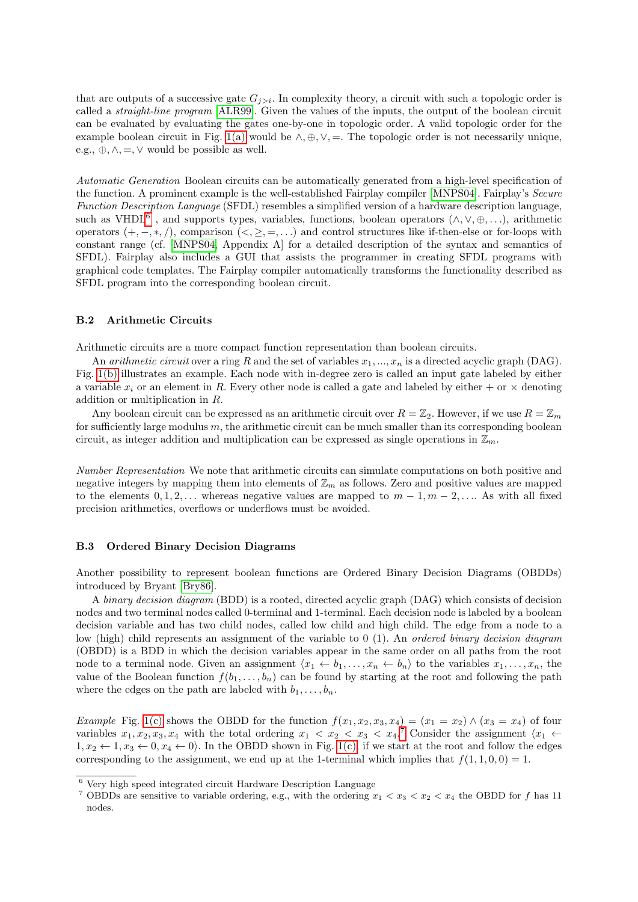that are outputs of a successive gate $G_{j>i}$. In complexity theory, a circuit with such a topologic order is called a *straight-line program* [ALR99]. Given the values of the inputs, the output of the boolean circuit can be evaluated by evaluating the gates one-by-one in topologic order. A valid topologic order for the example boolean circuit in Fig. 1(a) would be $\wedge, \oplus, \vee, =$. The topologic order is not necessarily unique, e.g., $\oplus, \wedge, =, \vee$ would be possible as well.

*Automatic Generation* Boolean circuits can be automatically generated from a high-level specification of the function. A prominent example is the well-established Fairplay compiler [MNPS04]. Fairplay's *Secure Function Description Language* (SFDL) resembles a simplified version of a hardware description language, such as VHDL[6], and supports types, variables, functions, boolean operators $(\wedge, \vee, \oplus, \ldots)$, arithmetic operators $(+, -, *, /)$, comparison $(<, \geq, =, \ldots)$ and control structures like if-then-else or for-loops with constant range (cf. [MNPS04, Appendix A] for a detailed description of the syntax and semantics of SFDL). Fairplay also includes a GUI that assists the programmer in creating SFDL programs with graphical code templates. The Fairplay compiler automatically transforms the functionality described as SFDL program into the corresponding boolean circuit.

### B.2 Arithmetic Circuits

Arithmetic circuits are a more compact function representation than boolean circuits.

An *arithmetic circuit* over a ring $R$ and the set of variables $x_1, ..., x_n$ is a directed acyclic graph (DAG). Fig. 1(b) illustrates an example. Each node with in-degree zero is called an input gate labeled by either a variable $x_i$ or an element in $R$. Every other node is called a gate and labeled by either $+$ or $\times$ denoting addition or multiplication in $R$.

Any boolean circuit can be expressed as an arithmetic circuit over $R = \mathbb{Z}_2$. However, if we use $R = \mathbb{Z}_m$ for sufficiently large modulus $m$, the arithmetic circuit can be much smaller than its corresponding boolean circuit, as integer addition and multiplication can be expressed as single operations in $\mathbb{Z}_m$.

*Number Representation* We note that arithmetic circuits can simulate computations on both positive and negative integers by mapping them into elements of $\mathbb{Z}_m$ as follows. Zero and positive values are mapped to the elements $0, 1, 2, \ldots$ whereas negative values are mapped to $m-1, m-2, \ldots$. As with all fixed precision arithmetics, overflows or underflows must be avoided.

### B.3 Ordered Binary Decision Diagrams

Another possibility to represent boolean functions are Ordered Binary Decision Diagrams (OBDDs) introduced by Bryant [Bry86].

A *binary decision diagram* (BDD) is a rooted, directed acyclic graph (DAG) which consists of decision nodes and two terminal nodes called 0-terminal and 1-terminal. Each decision node is labeled by a boolean decision variable and has two child nodes, called low child and high child. The edge from a node to a low (high) child represents an assignment of the variable to 0 (1). An *ordered binary decision diagram* (OBDD) is a BDD in which the decision variables appear in the same order on all paths from the root node to a terminal node. Given an assignment $\langle x_1 \leftarrow b_1, \ldots, x_n \leftarrow b_n \rangle$ to the variables $x_1, \ldots, x_n$, the value of the Boolean function $f(b_1, \ldots, b_n)$ can be found by starting at the root and following the path where the edges on the path are labeled with $b_1, \ldots, b_n$.

*Example* Fig. 1(c) shows the OBDD for the function $f(x_1, x_2, x_3, x_4) = (x_1 = x_2) \wedge (x_3 = x_4)$ of four variables $x_1, x_2, x_3, x_4$ with the total ordering $x_1 < x_2 < x_3 < x_4$.[7] Consider the assignment $\langle x_1 \leftarrow 1, x_2 \leftarrow 1, x_3 \leftarrow 0, x_4 \leftarrow 0\rangle$. In the OBDD shown in Fig. 1(c), if we start at the root and follow the edges corresponding to the assignment, we end up at the 1-terminal which implies that $f(1, 1, 0, 0) = 1$.

[6] Very high speed integrated circuit Hardware Description Language

[7] OBDDs are sensitive to variable ordering, e.g., with the ordering $x_1 < x_3 < x_2 < x_4$ the OBDD for $f$ has 11 nodes.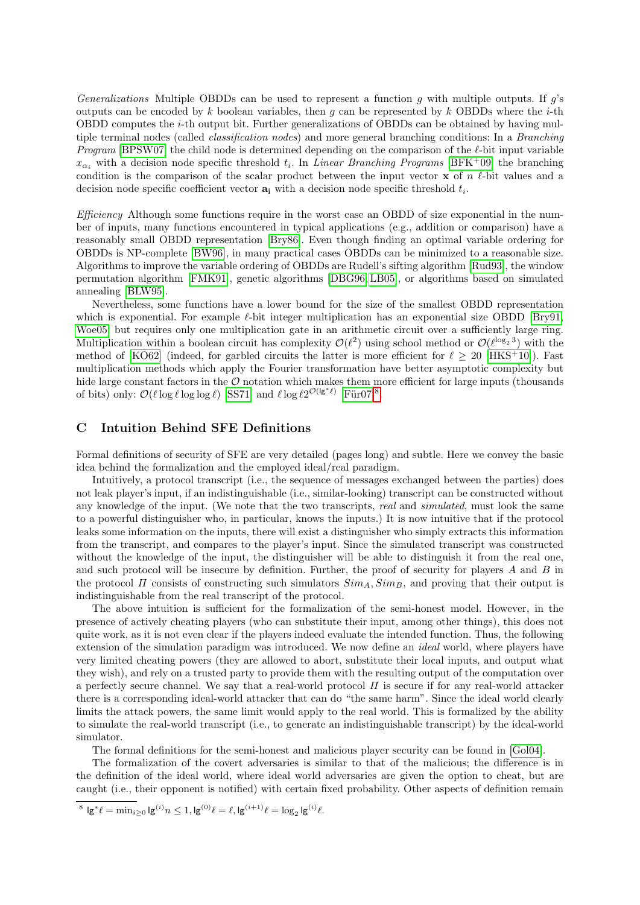*Generalizations* Multiple OBDDs can be used to represent a function $g$ with multiple outputs. If $g$'s outputs can be encoded by $k$ boolean variables, then $g$ can be represented by $k$ OBDDs where the $i$-th OBDD computes the $i$-th output bit. Further generalizations of OBDDs can be obtained by having multiple terminal nodes (called *classification nodes*) and more general branching conditions: In a *Branching Program* [BPSW07] the child node is determined depending on the comparison of the $\ell$-bit input variable $x_{\alpha_i}$ with a decision node specific threshold $t_i$. In *Linear Branching Programs* [BFK+09] the branching condition is the comparison of the scalar product between the input vector $\mathbf{x}$ of $n$ $\ell$-bit values and a decision node specific coefficient vector $\mathbf{a_i}$ with a decision node specific threshold $t_i$.

*Efficiency* Although some functions require in the worst case an OBDD of size exponential in the number of inputs, many functions encountered in typical applications (e.g., addition or comparison) have a reasonably small OBDD representation [Bry86]. Even though finding an optimal variable ordering for OBDDs is NP-complete [BW96], in many practical cases OBDDs can be minimized to a reasonable size. Algorithms to improve the variable ordering of OBDDs are Rudell's sifting algorithm [Rud93], the window permutation algorithm [FMK91], genetic algorithms [DBG96, LB05], or algorithms based on simulated annealing [BLW95].

Nevertheless, some functions have a lower bound for the size of the smallest OBDD representation which is exponential. For example $\ell$-bit integer multiplication has an exponential size OBDD [Bry91, Woe05] but requires only one multiplication gate in an arithmetic circuit over a sufficiently large ring. Multiplication within a boolean circuit has complexity $\mathcal{O}(\ell^2)$ using school method or $\mathcal{O}(\ell^{\log_2 3})$ with the method of [KO62] (indeed, for garbled circuits the latter is more efficient for $\ell \geq 20$ [HKS+10]). Fast multiplication methods which apply the Fourier transformation have better asymptotic complexity but hide large constant factors in the $\mathcal{O}$ notation which makes them more efficient for large inputs (thousands of bits) only: $\mathcal{O}(\ell \log \ell \log \log \ell)$ [SS71] and $\ell \log \ell 2^{\mathcal{O}(\lg^* \ell)}$ [Für07][8].

## C Intuition Behind SFE Definitions

Formal definitions of security of SFE are very detailed (pages long) and subtle. Here we convey the basic idea behind the formalization and the employed ideal/real paradigm.

Intuitively, a protocol transcript (i.e., the sequence of messages exchanged between the parties) does not leak player's input, if an indistinguishable (i.e., similar-looking) transcript can be constructed without any knowledge of the input. (We note that the two transcripts, *real* and *simulated*, must look the same to a powerful distinguisher who, in particular, knows the inputs.) It is now intuitive that if the protocol leaks some information on the inputs, there will exist a distinguisher who simply extracts this information from the transcript, and compares to the player's input. Since the simulated transcript was constructed without the knowledge of the input, the distinguisher will be able to distinguish it from the real one, and such protocol will be insecure by definition. Further, the proof of security for players $A$ and $B$ in the protocol $\Pi$ consists of constructing such simulators $Sim_A, Sim_B$, and proving that their output is indistinguishable from the real transcript of the protocol.

The above intuition is sufficient for the formalization of the semi-honest model. However, in the presence of actively cheating players (who can substitute their input, among other things), this does not quite work, as it is not even clear if the players indeed evaluate the intended function. Thus, the following extension of the simulation paradigm was introduced. We now define an *ideal* world, where players have very limited cheating powers (they are allowed to abort, substitute their local inputs, and output what they wish), and rely on a trusted party to provide them with the resulting output of the computation over a perfectly secure channel. We say that a real-world protocol $\Pi$ is secure if for any real-world attacker there is a corresponding ideal-world attacker that can do "the same harm". Since the ideal world clearly limits the attack powers, the same limit would apply to the real world. This is formalized by the ability to simulate the real-world transcript (i.e., to generate an indistinguishable transcript) by the ideal-world simulator.

The formal definitions for the semi-honest and malicious player security can be found in [Gol04].

The formalization of the covert adversaries is similar to that of the malicious; the difference is in the definition of the ideal world, where ideal world adversaries are given the option to cheat, but are caught (i.e., their opponent is notified) with certain fixed probability. Other aspects of definition remain

[8] $\lg^* \ell = \min_{i \geq 0} \lg^{(i)} n \leq 1, \lg^{(0)} \ell = \ell, \lg^{(i+1)} \ell = \log_2 \lg^{(i)} \ell$.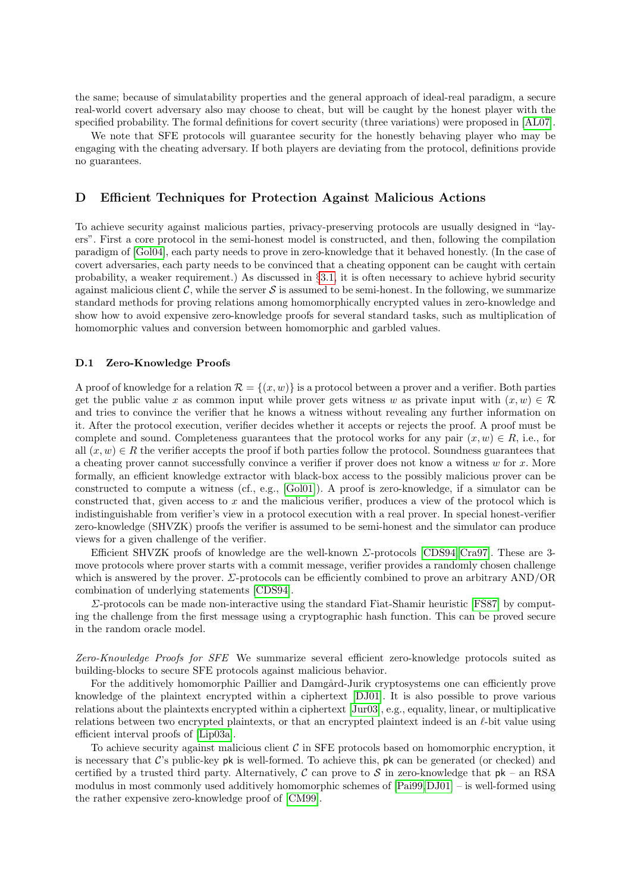the same; because of simulatability properties and the general approach of ideal-real paradigm, a secure real-world covert adversary also may choose to cheat, but will be caught by the honest player with the specified probability. The formal definitions for covert security (three variations) were proposed in [AL07].

We note that SFE protocols will guarantee security for the honestly behaving player who may be engaging with the cheating adversary. If both players are deviating from the protocol, definitions provide no guarantees.

## D Efficient Techniques for Protection Against Malicious Actions

To achieve security against malicious parties, privacy-preserving protocols are usually designed in "layers". First a core protocol in the semi-honest model is constructed, and then, following the compilation paradigm of [Gol04], each party needs to prove in zero-knowledge that it behaved honestly. (In the case of covert adversaries, each party needs to be convinced that a cheating opponent can be caught with certain probability, a weaker requirement.) As discussed in §3.1, it is often necessary to achieve hybrid security against malicious client $\mathcal{C}$, while the server $\mathcal{S}$ is assumed to be semi-honest. In the following, we summarize standard methods for proving relations among homomorphically encrypted values in zero-knowledge and show how to avoid expensive zero-knowledge proofs for several standard tasks, such as multiplication of homomorphic values and conversion between homomorphic and garbled values.

### D.1 Zero-Knowledge Proofs

A proof of knowledge for a relation $\mathcal{R} = \{(x, w)\}$ is a protocol between a prover and a verifier. Both parties get the public value $x$ as common input while prover gets witness $w$ as private input with $(x, w) \in \mathcal{R}$ and tries to convince the verifier that he knows a witness without revealing any further information on it. After the protocol execution, verifier decides whether it accepts or rejects the proof. A proof must be complete and sound. Completeness guarantees that the protocol works for any pair $(x, w) \in R$, i.e., for all $(x, w) \in R$ the verifier accepts the proof if both parties follow the protocol. Soundness guarantees that a cheating prover cannot successfully convince a verifier if prover does not know a witness $w$ for $x$. More formally, an efficient knowledge extractor with black-box access to the possibly malicious prover can be constructed to compute a witness (cf., e.g., [Gol01]). A proof is zero-knowledge, if a simulator can be constructed that, given access to $x$ and the malicious verifier, produces a view of the protocol which is indistinguishable from verifier's view in a protocol execution with a real prover. In special honest-verifier zero-knowledge (SHVZK) proofs the verifier is assumed to be semi-honest and the simulator can produce views for a given challenge of the verifier.

Efficient SHVZK proofs of knowledge are the well-known $\Sigma$-protocols [CDS94,Cra97]. These are 3-move protocols where prover starts with a commit message, verifier provides a randomly chosen challenge which is answered by the prover. $\Sigma$-protocols can be efficiently combined to prove an arbitrary AND/OR combination of underlying statements [CDS94].

$\Sigma$-protocols can be made non-interactive using the standard Fiat-Shamir heuristic [FS87] by computing the challenge from the first message using a cryptographic hash function. This can be proved secure in the random oracle model.

*Zero-Knowledge Proofs for SFE* We summarize several efficient zero-knowledge protocols suited as building-blocks to secure SFE protocols against malicious behavior.

For the additively homomorphic Paillier and Damgård-Jurik cryptosystems one can efficiently prove knowledge of the plaintext encrypted within a ciphertext [DJ01]. It is also possible to prove various relations about the plaintexts encrypted within a ciphertext [Jur03], e.g., equality, linear, or multiplicative relations between two encrypted plaintexts, or that an encrypted plaintext indeed is an $\ell$-bit value using efficient interval proofs of [Lip03a].

To achieve security against malicious client $\mathcal{C}$ in SFE protocols based on homomorphic encryption, it is necessary that $\mathcal{C}$'s public-key $\mathsf{pk}$ is well-formed. To achieve this, $\mathsf{pk}$ can be generated (or checked) and certified by a trusted third party. Alternatively, $\mathcal{C}$ can prove to $\mathcal{S}$ in zero-knowledge that $\mathsf{pk}$ – an RSA modulus in most commonly used additively homomorphic schemes of [Pai99,DJ01] – is well-formed using the rather expensive zero-knowledge proof of [CM99].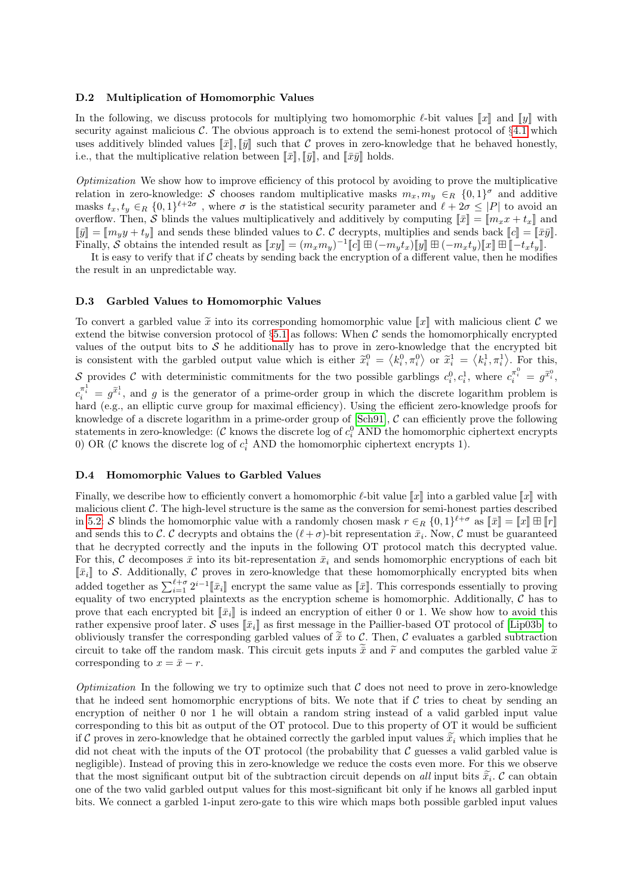### D.2 Multiplication of Homomorphic Values

In the following, we discuss protocols for multiplying two homomorphic $\ell$-bit values $[\![x]\!]$ and $[\![y]\!]$ with security against malicious $\mathcal{C}$. The obvious approach is to extend the semi-honest protocol of §4.1 which uses additively blinded values $[\![\bar{x}]\!], [\![\bar{y}]\!]$ such that $\mathcal{C}$ proves in zero-knowledge that he behaved honestly, i.e., that the multiplicative relation between $[\![\bar{x}]\!], [\![\bar{y}]\!]$, and $[\![\bar{x}\bar{y}]\!]$ holds.

*Optimization* We show how to improve efficiency of this protocol by avoiding to prove the multiplicative relation in zero-knowledge: $\mathcal{S}$ chooses random multiplicative masks $m_x, m_y \in_R \{0,1\}^\sigma$ and additive masks $t_x, t_y \in_R \{0,1\}^{\ell+2\sigma}$ , where $\sigma$ is the statistical security parameter and $\ell + 2\sigma \leq |P|$ to avoid an overflow. Then, $\mathcal{S}$ blinds the values multiplicatively and additively by computing $[\![\bar{x}]\!] = [\![m_x x + t_x]\!]$ and $[\![\bar{y}]\!] = [\![m_y y + t_y]\!]$ and sends these blinded values to $\mathcal{C}$. $\mathcal{C}$ decrypts, multiplies and sends back $[\![c]\!] = [\![\bar{x}\bar{y}]\!]$. Finally, $\mathcal{S}$ obtains the intended result as $[\![xy]\!] = (m_x m_y)^{-1}[\![c]\!] \boxplus (-m_y t_x)[\![y]\!] \boxplus (-m_x t_y)[\![x]\!] \boxplus [\![-t_x t_y]\!]$.

It is easy to verify that if $\mathcal{C}$ cheats by sending back the encryption of a different value, then he modifies the result in an unpredictable way.

### D.3 Garbled Values to Homomorphic Values

To convert a garbled value $\widetilde{x}$ into its corresponding homomorphic value $[\![x]\!]$ with malicious client $\mathcal{C}$ we extend the bitwise conversion protocol of §5.1 as follows: When $\mathcal{C}$ sends the homomorphically encrypted values of the output bits to $\mathcal{S}$ he additionally has to prove in zero-knowledge that the encrypted bit is consistent with the garbled output value which is either $\widetilde{x}_i^0 = \langle k_i^0, \pi_i^0 \rangle$ or $\widetilde{x}_i^1 = \langle k_i^1, \pi_i^1 \rangle$. For this, $\mathcal{S}$ provides $\mathcal{C}$ with deterministic commitments for the two possible garblings $c_i^0, c_i^1$, where $c_i^{\pi_i^0} = g^{\widetilde{x}_i^0}$, $c_i^{\pi_i^1} = g^{\widetilde{x}_i^1}$, and $g$ is the generator of a prime-order group in which the discrete logarithm problem is hard (e.g., an elliptic curve group for maximal efficiency). Using the efficient zero-knowledge proofs for knowledge of a discrete logarithm in a prime-order group of [Sch91], $\mathcal{C}$ can efficiently prove the following statements in zero-knowledge: ($\mathcal{C}$ knows the discrete log of $c_i^0$ AND the homomorphic ciphertext encrypts 0) OR ($\mathcal{C}$ knows the discrete log of $c_i^1$ AND the homomorphic ciphertext encrypts 1).

### D.4 Homomorphic Values to Garbled Values

Finally, we describe how to efficiently convert a homomorphic $\ell$-bit value $[\![x]\!]$ into a garbled value $[\![x]\!]$ with malicious client $\mathcal{C}$. The high-level structure is the same as the conversion for semi-honest parties described in 5.2: $\mathcal{S}$ blinds the homomorphic value with a randomly chosen mask $r \in_R \{0,1\}^{\ell+\sigma}$ as $[\![\bar{x}]\!] = [\![x]\!] \boxplus [\![r]\!]$ and sends this to $\mathcal{C}$. $\mathcal{C}$ decrypts and obtains the $(\ell+\sigma)$-bit representation $\bar{x}_i$. Now, $\mathcal{C}$ must be guaranteed that he decrypted correctly and the inputs in the following OT protocol match this decrypted value. For this, $\mathcal{C}$ decomposes $\bar{x}$ into its bit-representation $\bar{x}_i$ and sends homomorphic encryptions of each bit $[\![\bar{x}_i]\!]$ to $\mathcal{S}$. Additionally, $\mathcal{C}$ proves in zero-knowledge that these homomorphically encrypted bits when added together as $\sum_{i=1}^{\ell+\sigma} 2^{i-1}[\![\bar{x}_i]\!]$ encrypt the same value as $[\![\bar{x}]\!]$. This corresponds essentially to proving equality of two encrypted plaintexts as the encryption scheme is homomorphic. Additionally, $\mathcal{C}$ has to prove that each encrypted bit $[\![\bar{x}_i]\!]$ is indeed an encryption of either 0 or 1. We show how to avoid this rather expensive proof later. $\mathcal{S}$ uses $[\![\bar{x}_i]\!]$ as first message in the Paillier-based OT protocol of [Lip03b] to obliviously transfer the corresponding garbled values of $\widetilde{\bar{x}}$ to $\mathcal{C}$. Then, $\mathcal{C}$ evaluates a garbled subtraction circuit to take off the random mask. This circuit gets inputs $\widetilde{\bar{x}}$ and $\widetilde{r}$ and computes the garbled value $\widetilde{x}$ corresponding to $x = \bar{x} - r$.

*Optimization* In the following we try to optimize such that $\mathcal{C}$ does not need to prove in zero-knowledge that he indeed sent homomorphic encryptions of bits. We note that if $\mathcal{C}$ tries to cheat by sending an encryption of neither 0 nor 1 he will obtain a random string instead of a valid garbled input value corresponding to this bit as output of the OT protocol. Due to this property of OT it would be sufficient if $\mathcal{C}$ proves in zero-knowledge that he obtained correctly the garbled input values $\widetilde{\bar{x}}_i$ which implies that he did not cheat with the inputs of the OT protocol (the probability that $\mathcal{C}$ guesses a valid garbled value is negligible). Instead of proving this in zero-knowledge we reduce the costs even more. For this we observe that the most significant output bit of the subtraction circuit depends on *all* input bits $\widetilde{\bar{x}}_i$. $\mathcal{C}$ can obtain one of the two valid garbled output values for this most-significant bit only if he knows all garbled input bits. We connect a garbled 1-input zero-gate to this wire which maps both possible garbled input values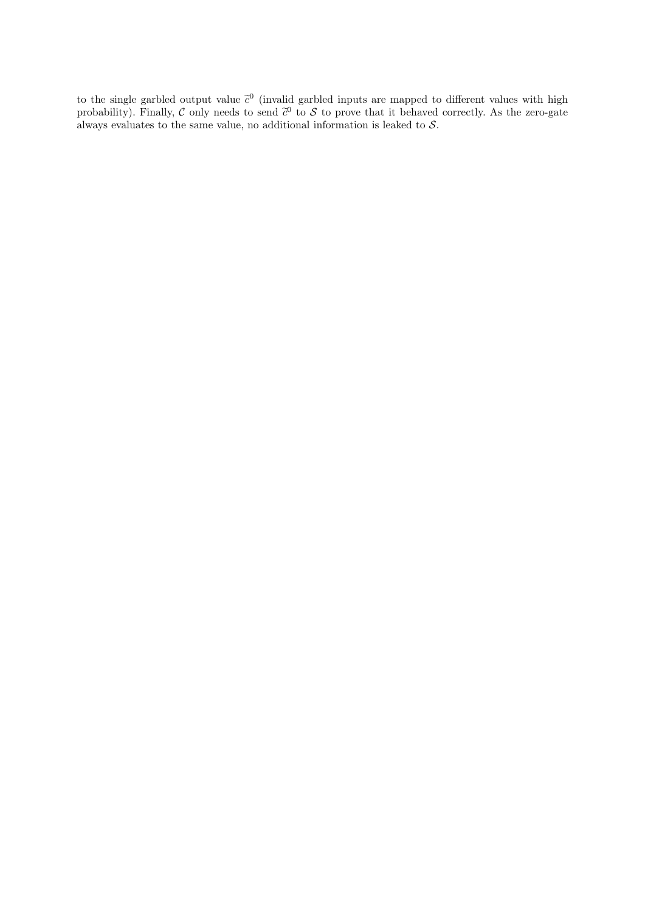to the single garbled output value $\widetilde{c}^0$ (invalid garbled inputs are mapped to different values with high probability). Finally, $\mathcal{C}$ only needs to send $\widetilde{c}^0$ to $\mathcal{S}$ to prove that it behaved correctly. As the zero-gate always evaluates to the same value, no additional information is leaked to $\mathcal{S}$.